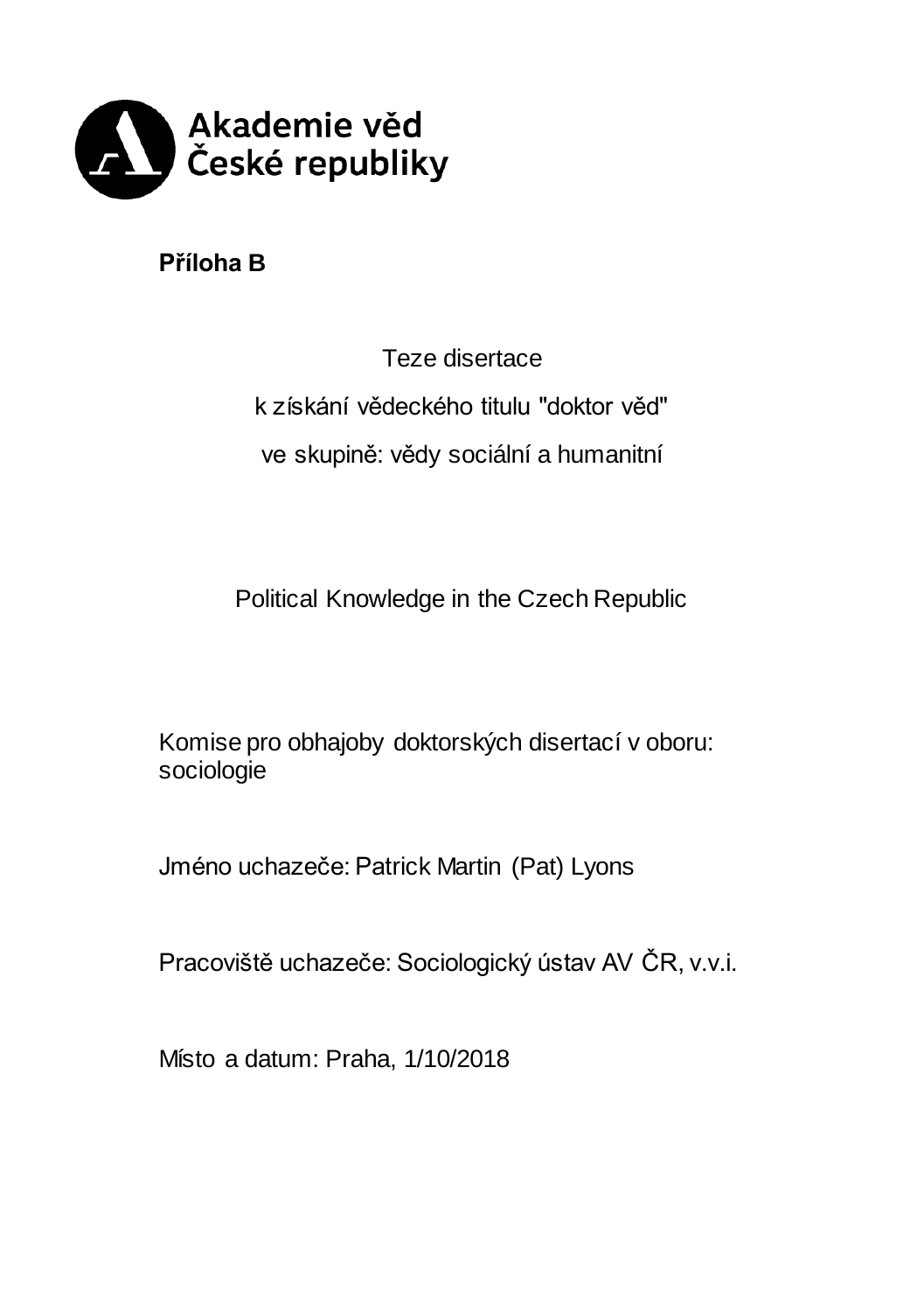Akademie věd České republiky

**Příloha B**

Teze disertace

k získání vědeckého titulu "doktor věd"

ve skupině: vědy sociální a humanitní

# Political Knowledge in the Czech Republic

Komise pro obhajoby doktorských disertací v oboru: sociologie

Jméno uchazeče: Patrick Martin (Pat) Lyons

Pracoviště uchazeče: Sociologický ústav AV ČR, v.v.i.

Místo a datum: Praha, 1/10/2018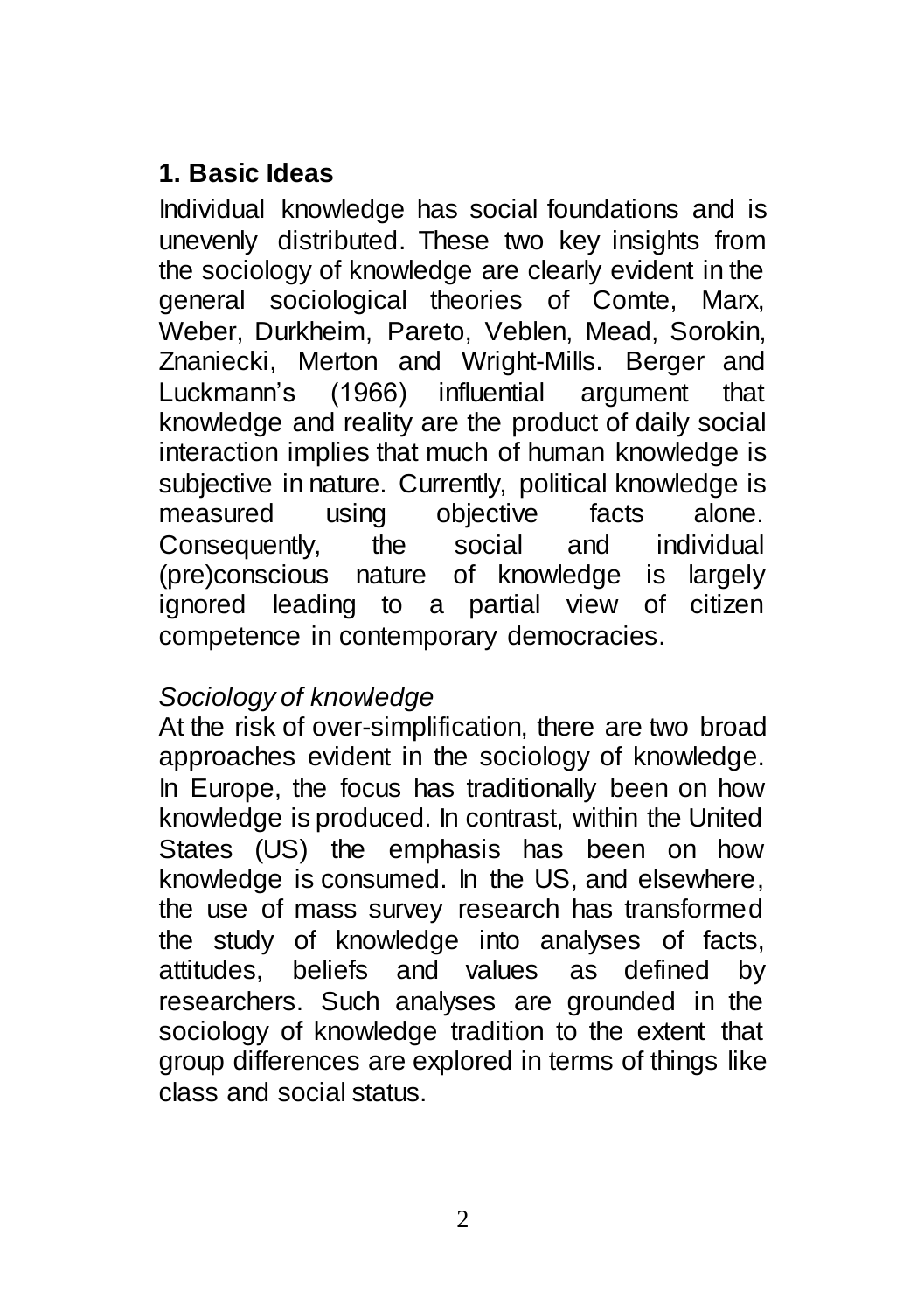## 1. Basic Ideas

Individual knowledge has social foundations and is unevenly distributed. These two key insights from the sociology of knowledge are clearly evident in the general sociological theories of Comte, Marx, Weber, Durkheim, Pareto, Veblen, Mead, Sorokin, Znaniecki, Merton and Wright-Mills. Berger and Luckmann's (1966) influential argument that knowledge and reality are the product of daily social interaction implies that much of human knowledge is subjective in nature. Currently, political knowledge is measured using objective facts alone. Consequently, the social and individual (pre)conscious nature of knowledge is largely ignored leading to a partial view of citizen competence in contemporary democracies.

*Sociology of knowledge*

At the risk of over-simplification, there are two broad approaches evident in the sociology of knowledge. In Europe, the focus has traditionally been on how knowledge is produced. In contrast, within the United States (US) the emphasis has been on how knowledge is consumed. In the US, and elsewhere, the use of mass survey research has transformed the study of knowledge into analyses of facts, attitudes, beliefs and values as defined by researchers. Such analyses are grounded in the sociology of knowledge tradition to the extent that group differences are explored in terms of things like class and social status.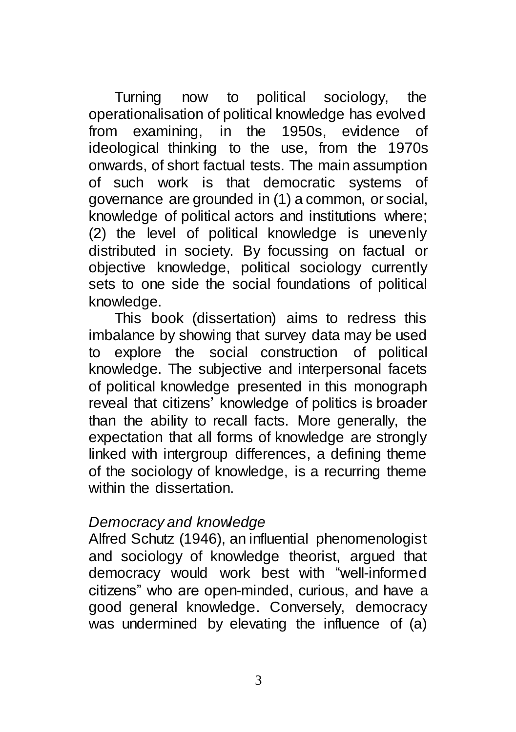Turning now to political sociology, the operationalisation of political knowledge has evolved from examining, in the 1950s, evidence of ideological thinking to the use, from the 1970s onwards, of short factual tests. The main assumption of such work is that democratic systems of governance are grounded in (1) a common, or social, knowledge of political actors and institutions where; (2) the level of political knowledge is unevenly distributed in society. By focussing on factual or objective knowledge, political sociology currently sets to one side the social foundations of political knowledge.

This book (dissertation) aims to redress this imbalance by showing that survey data may be used to explore the social construction of political knowledge. The subjective and interpersonal facets of political knowledge presented in this monograph reveal that citizens' knowledge of politics is broader than the ability to recall facts. More generally, the expectation that all forms of knowledge are strongly linked with intergroup differences, a defining theme of the sociology of knowledge, is a recurring theme within the dissertation.

*Democracy and knowledge*

Alfred Schutz (1946), an influential phenomenologist and sociology of knowledge theorist, argued that democracy would work best with "well-informed citizens" who are open-minded, curious, and have a good general knowledge. Conversely, democracy was undermined by elevating the influence of (a)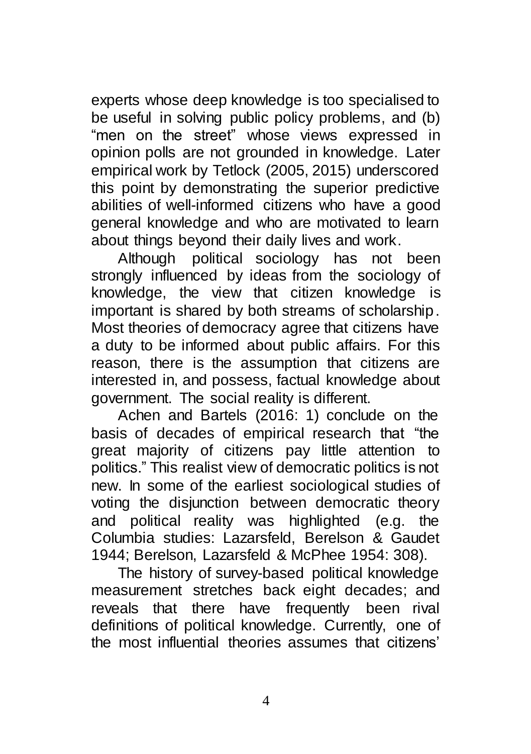experts whose deep knowledge is too specialised to be useful in solving public policy problems, and (b) "men on the street" whose views expressed in opinion polls are not grounded in knowledge. Later empirical work by Tetlock (2005, 2015) underscored this point by demonstrating the superior predictive abilities of well-informed citizens who have a good general knowledge and who are motivated to learn about things beyond their daily lives and work.

Although political sociology has not been strongly influenced by ideas from the sociology of knowledge, the view that citizen knowledge is important is shared by both streams of scholarship. Most theories of democracy agree that citizens have a duty to be informed about public affairs. For this reason, there is the assumption that citizens are interested in, and possess, factual knowledge about government. The social reality is different.

Achen and Bartels (2016: 1) conclude on the basis of decades of empirical research that "the great majority of citizens pay little attention to politics." This realist view of democratic politics is not new. In some of the earliest sociological studies of voting the disjunction between democratic theory and political reality was highlighted (e.g. the Columbia studies: Lazarsfeld, Berelson & Gaudet 1944; Berelson, Lazarsfeld & McPhee 1954: 308).

The history of survey-based political knowledge measurement stretches back eight decades; and reveals that there have frequently been rival definitions of political knowledge. Currently, one of the most influential theories assumes that citizens'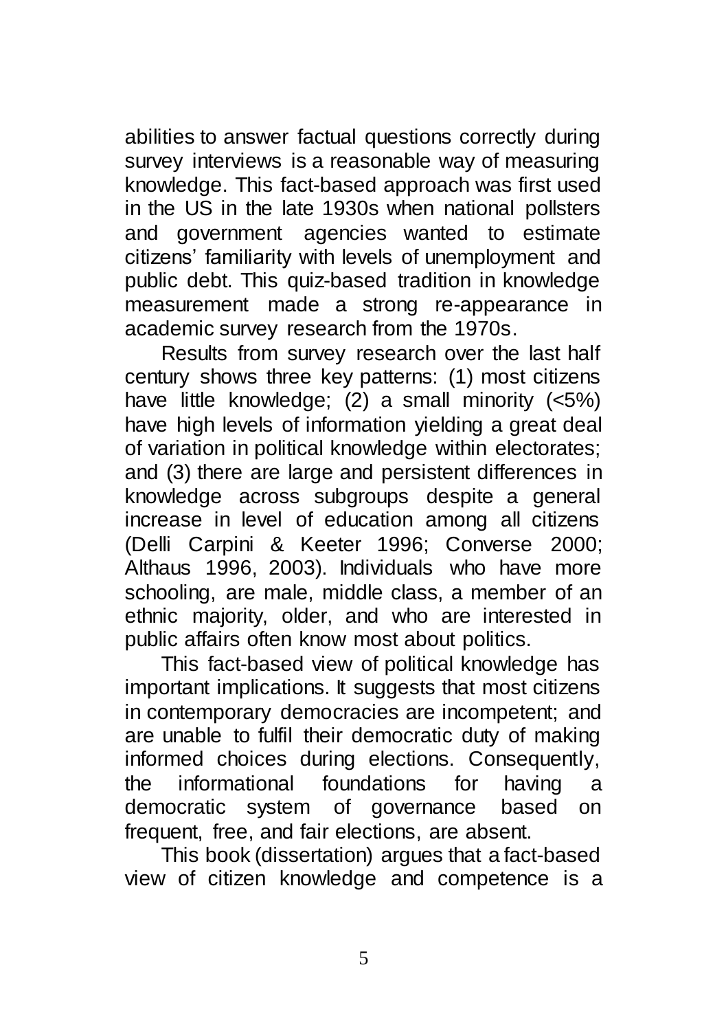abilities to answer factual questions correctly during survey interviews is a reasonable way of measuring knowledge. This fact-based approach was first used in the US in the late 1930s when national pollsters and government agencies wanted to estimate citizens' familiarity with levels of unemployment and public debt. This quiz-based tradition in knowledge measurement made a strong re-appearance in academic survey research from the 1970s.

Results from survey research over the last half century shows three key patterns: (1) most citizens have little knowledge; (2) a small minority (<5%) have high levels of information yielding a great deal of variation in political knowledge within electorates; and (3) there are large and persistent differences in knowledge across subgroups despite a general increase in level of education among all citizens (Delli Carpini & Keeter 1996; Converse 2000; Althaus 1996, 2003). Individuals who have more schooling, are male, middle class, a member of an ethnic majority, older, and who are interested in public affairs often know most about politics.

This fact-based view of political knowledge has important implications. It suggests that most citizens in contemporary democracies are incompetent; and are unable to fulfil their democratic duty of making informed choices during elections. Consequently, the informational foundations for having a democratic system of governance based on frequent, free, and fair elections, are absent.

This book (dissertation) argues that a fact-based view of citizen knowledge and competence is a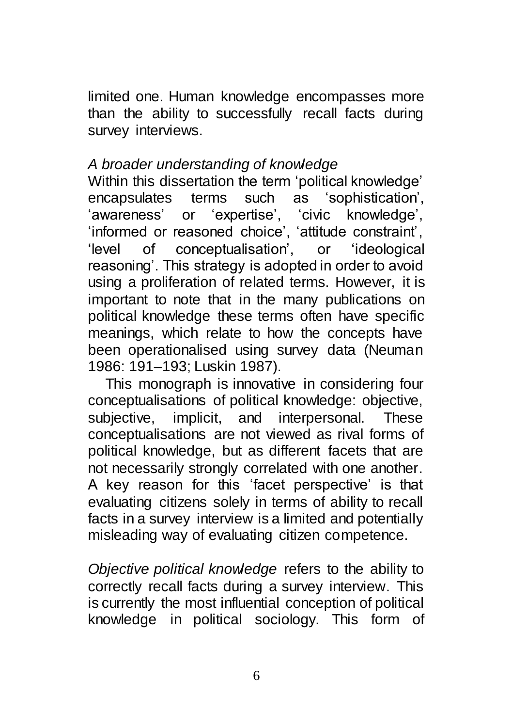limited one. Human knowledge encompasses more than the ability to successfully recall facts during survey interviews.

*A broader understanding of knowledge*

Within this dissertation the term 'political knowledge' encapsulates terms such as 'sophistication', 'awareness' or 'expertise', 'civic knowledge', 'informed or reasoned choice', 'attitude constraint', 'level of conceptualisation', or 'ideological reasoning'. This strategy is adopted in order to avoid using a proliferation of related terms. However, it is important to note that in the many publications on political knowledge these terms often have specific meanings, which relate to how the concepts have been operationalised using survey data (Neuman 1986: 191–193; Luskin 1987).

This monograph is innovative in considering four conceptualisations of political knowledge: objective, subjective, implicit, and interpersonal. These conceptualisations are not viewed as rival forms of political knowledge, but as different facets that are not necessarily strongly correlated with one another. A key reason for this 'facet perspective' is that evaluating citizens solely in terms of ability to recall facts in a survey interview is a limited and potentially misleading way of evaluating citizen competence.

*Objective political knowledge* refers to the ability to correctly recall facts during a survey interview. This is currently the most influential conception of political knowledge in political sociology. This form of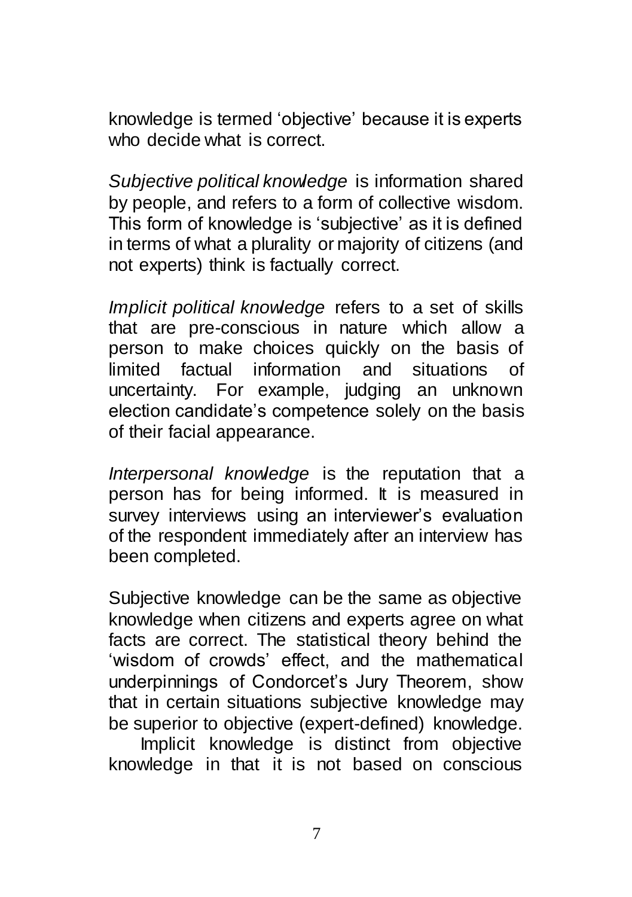knowledge is termed ‘objective’ because it is experts who decide what is correct.

*Subjective political knowledge* is information shared by people, and refers to a form of collective wisdom. This form of knowledge is ‘subjective’ as it is defined in terms of what a plurality or majority of citizens (and not experts) think is factually correct.

*Implicit political knowledge* refers to a set of skills that are pre-conscious in nature which allow a person to make choices quickly on the basis of limited factual information and situations of uncertainty. For example, judging an unknown election candidate’s competence solely on the basis of their facial appearance.

*Interpersonal knowledge* is the reputation that a person has for being informed. It is measured in survey interviews using an interviewer’s evaluation of the respondent immediately after an interview has been completed.

Subjective knowledge can be the same as objective knowledge when citizens and experts agree on what facts are correct. The statistical theory behind the ‘wisdom of crowds’ effect, and the mathematical underpinnings of Condorcet’s Jury Theorem, show that in certain situations subjective knowledge may be superior to objective (expert-defined) knowledge.

Implicit knowledge is distinct from objective knowledge in that it is not based on conscious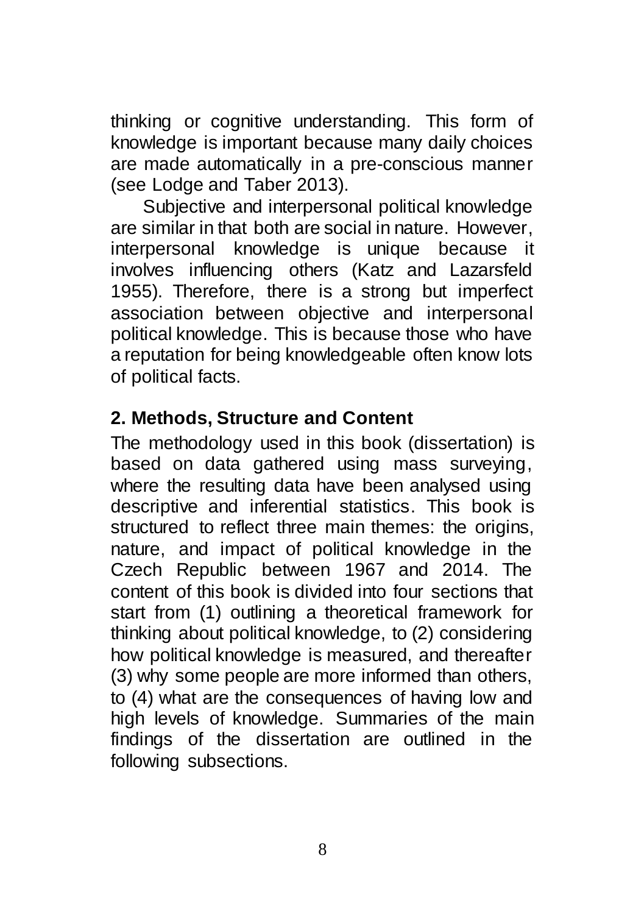thinking or cognitive understanding. This form of knowledge is important because many daily choices are made automatically in a pre-conscious manner (see Lodge and Taber 2013).

Subjective and interpersonal political knowledge are similar in that both are social in nature. However, interpersonal knowledge is unique because it involves influencing others (Katz and Lazarsfeld 1955). Therefore, there is a strong but imperfect association between objective and interpersonal political knowledge. This is because those who have a reputation for being knowledgeable often know lots of political facts.

## 2. Methods, Structure and Content

The methodology used in this book (dissertation) is based on data gathered using mass surveying, where the resulting data have been analysed using descriptive and inferential statistics. This book is structured to reflect three main themes: the origins, nature, and impact of political knowledge in the Czech Republic between 1967 and 2014. The content of this book is divided into four sections that start from (1) outlining a theoretical framework for thinking about political knowledge, to (2) considering how political knowledge is measured, and thereafter (3) why some people are more informed than others, to (4) what are the consequences of having low and high levels of knowledge. Summaries of the main findings of the dissertation are outlined in the following subsections.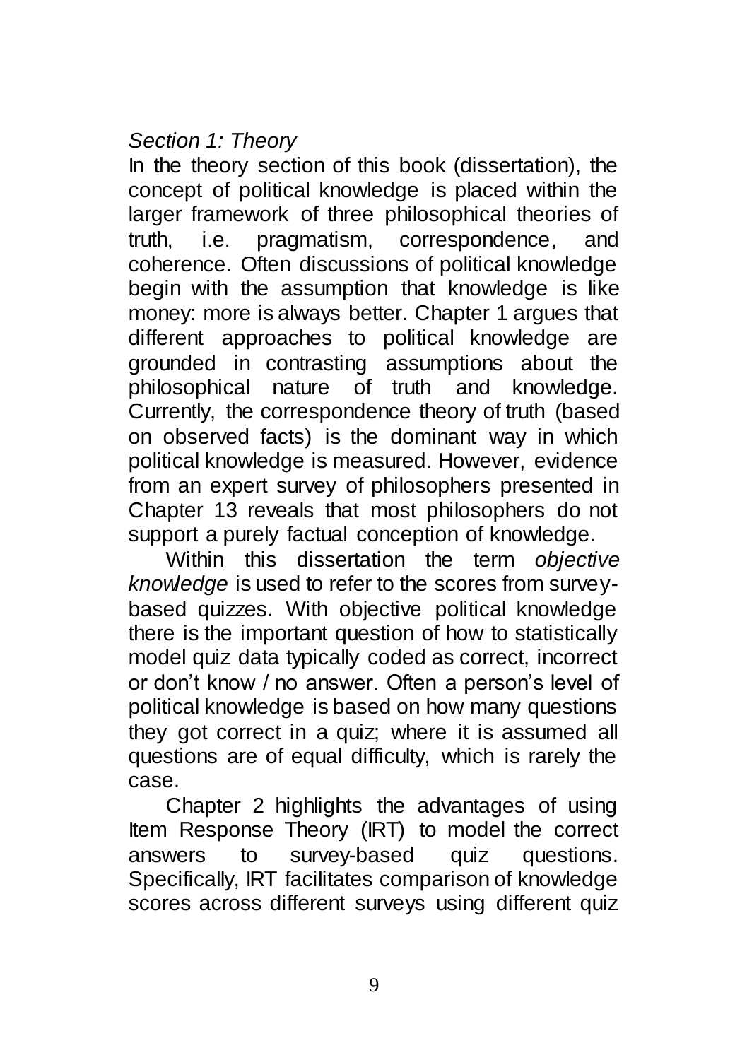*Section 1: Theory*

In the theory section of this book (dissertation), the concept of political knowledge is placed within the larger framework of three philosophical theories of truth, i.e. pragmatism, correspondence, and coherence. Often discussions of political knowledge begin with the assumption that knowledge is like money: more is always better. Chapter 1 argues that different approaches to political knowledge are grounded in contrasting assumptions about the philosophical nature of truth and knowledge. Currently, the correspondence theory of truth (based on observed facts) is the dominant way in which political knowledge is measured. However, evidence from an expert survey of philosophers presented in Chapter 13 reveals that most philosophers do not support a purely factual conception of knowledge.

Within this dissertation the term *objective knowledge* is used to refer to the scores from survey-based quizzes. With objective political knowledge there is the important question of how to statistically model quiz data typically coded as correct, incorrect or don't know / no answer. Often a person's level of political knowledge is based on how many questions they got correct in a quiz; where it is assumed all questions are of equal difficulty, which is rarely the case.

Chapter 2 highlights the advantages of using Item Response Theory (IRT) to model the correct answers to survey-based quiz questions. Specifically, IRT facilitates comparison of knowledge scores across different surveys using different quiz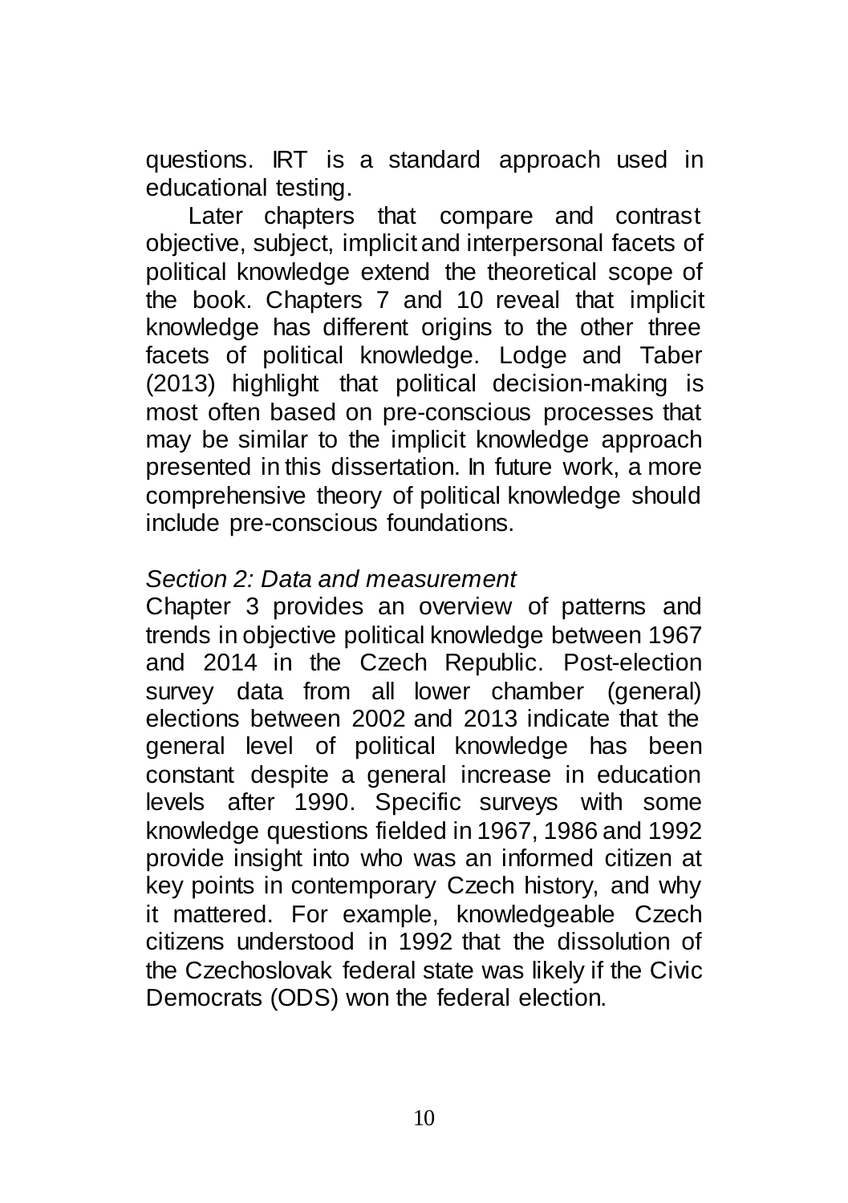questions. IRT is a standard approach used in educational testing.

Later chapters that compare and contrast objective, subject, implicit and interpersonal facets of political knowledge extend the theoretical scope of the book. Chapters 7 and 10 reveal that implicit knowledge has different origins to the other three facets of political knowledge. Lodge and Taber (2013) highlight that political decision-making is most often based on pre-conscious processes that may be similar to the implicit knowledge approach presented in this dissertation. In future work, a more comprehensive theory of political knowledge should include pre-conscious foundations.

*Section 2: Data and measurement*

Chapter 3 provides an overview of patterns and trends in objective political knowledge between 1967 and 2014 in the Czech Republic. Post-election survey data from all lower chamber (general) elections between 2002 and 2013 indicate that the general level of political knowledge has been constant despite a general increase in education levels after 1990. Specific surveys with some knowledge questions fielded in 1967, 1986 and 1992 provide insight into who was an informed citizen at key points in contemporary Czech history, and why it mattered. For example, knowledgeable Czech citizens understood in 1992 that the dissolution of the Czechoslovak federal state was likely if the Civic Democrats (ODS) won the federal election.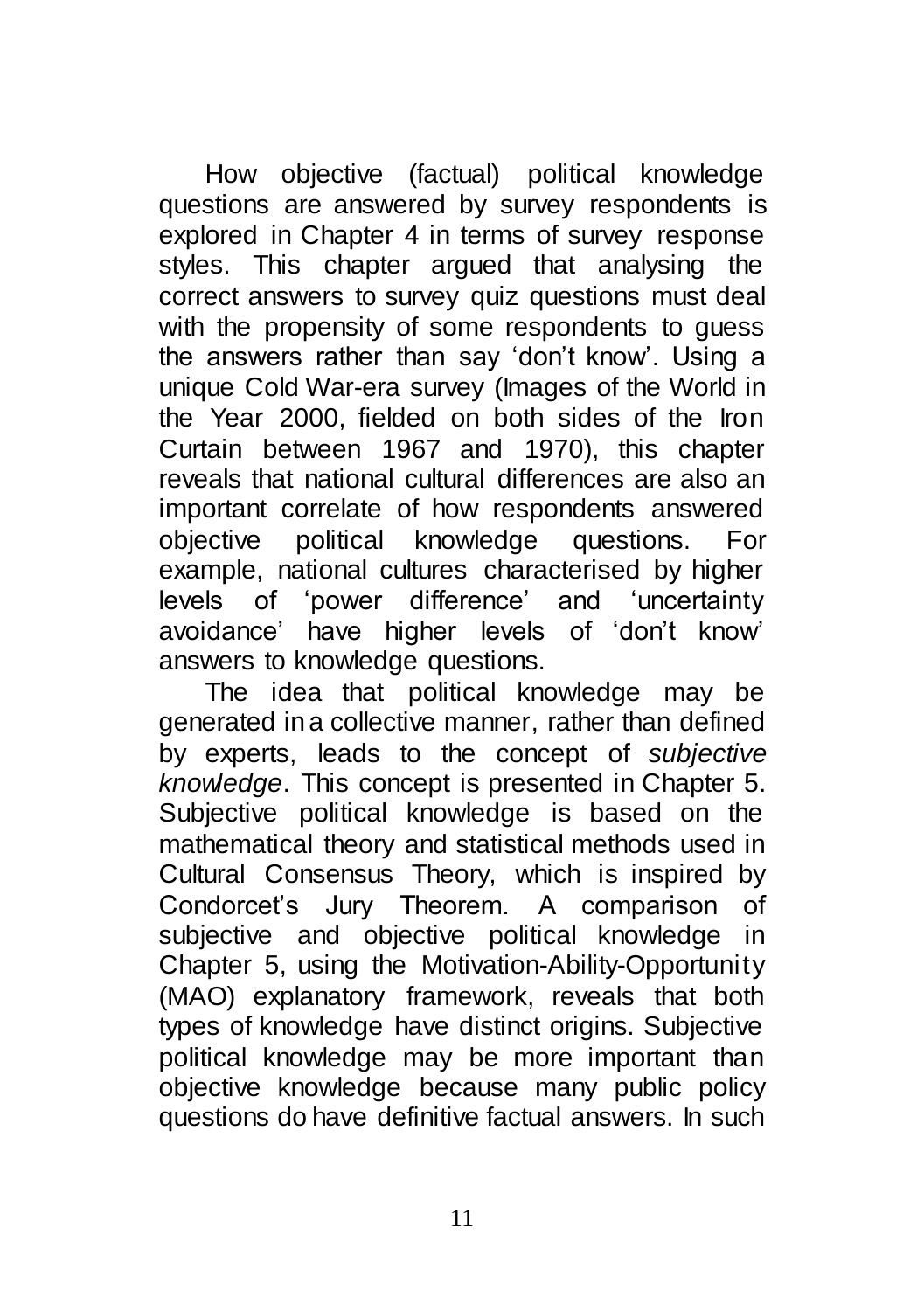How objective (factual) political knowledge questions are answered by survey respondents is explored in Chapter 4 in terms of survey response styles. This chapter argued that analysing the correct answers to survey quiz questions must deal with the propensity of some respondents to guess the answers rather than say 'don't know'. Using a unique Cold War-era survey (Images of the World in the Year 2000, fielded on both sides of the Iron Curtain between 1967 and 1970), this chapter reveals that national cultural differences are also an important correlate of how respondents answered objective political knowledge questions. For example, national cultures characterised by higher levels of 'power difference' and 'uncertainty avoidance' have higher levels of 'don't know' answers to knowledge questions.

The idea that political knowledge may be generated in a collective manner, rather than defined by experts, leads to the concept of *subjective knowledge*. This concept is presented in Chapter 5. Subjective political knowledge is based on the mathematical theory and statistical methods used in Cultural Consensus Theory, which is inspired by Condorcet's Jury Theorem. A comparison of subjective and objective political knowledge in Chapter 5, using the Motivation-Ability-Opportunity (MAO) explanatory framework, reveals that both types of knowledge have distinct origins. Subjective political knowledge may be more important than objective knowledge because many public policy questions do have definitive factual answers. In such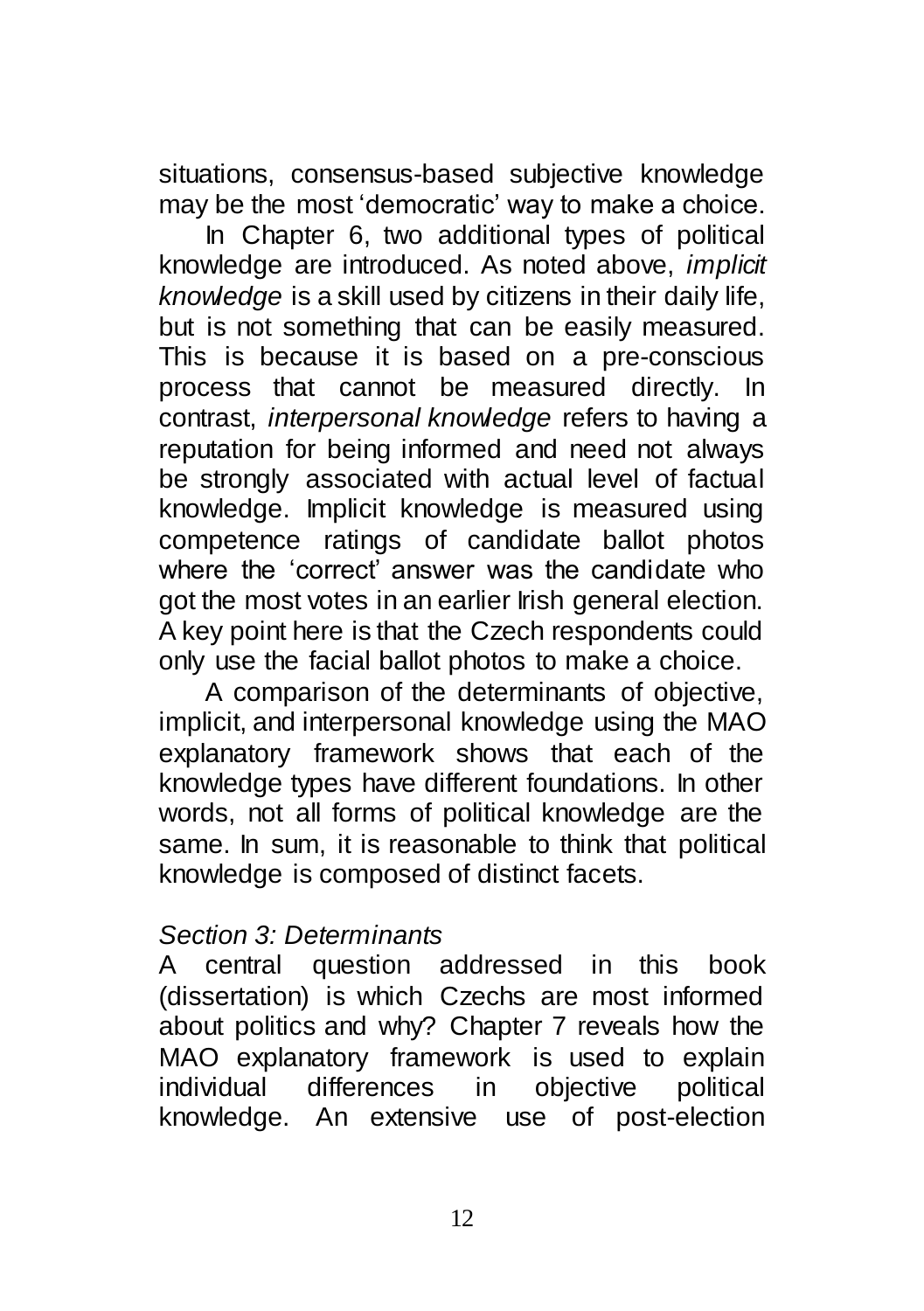situations, consensus-based subjective knowledge may be the most 'democratic' way to make a choice.

In Chapter 6, two additional types of political knowledge are introduced. As noted above, *implicit knowledge* is a skill used by citizens in their daily life, but is not something that can be easily measured. This is because it is based on a pre-conscious process that cannot be measured directly. In contrast, *interpersonal knowledge* refers to having a reputation for being informed and need not always be strongly associated with actual level of factual knowledge. Implicit knowledge is measured using competence ratings of candidate ballot photos where the 'correct' answer was the candidate who got the most votes in an earlier Irish general election. A key point here is that the Czech respondents could only use the facial ballot photos to make a choice.

A comparison of the determinants of objective, implicit, and interpersonal knowledge using the MAO explanatory framework shows that each of the knowledge types have different foundations. In other words, not all forms of political knowledge are the same. In sum, it is reasonable to think that political knowledge is composed of distinct facets.

### *Section 3: Determinants*

A central question addressed in this book (dissertation) is which Czechs are most informed about politics and why? Chapter 7 reveals how the MAO explanatory framework is used to explain individual differences in objective political knowledge. An extensive use of post-election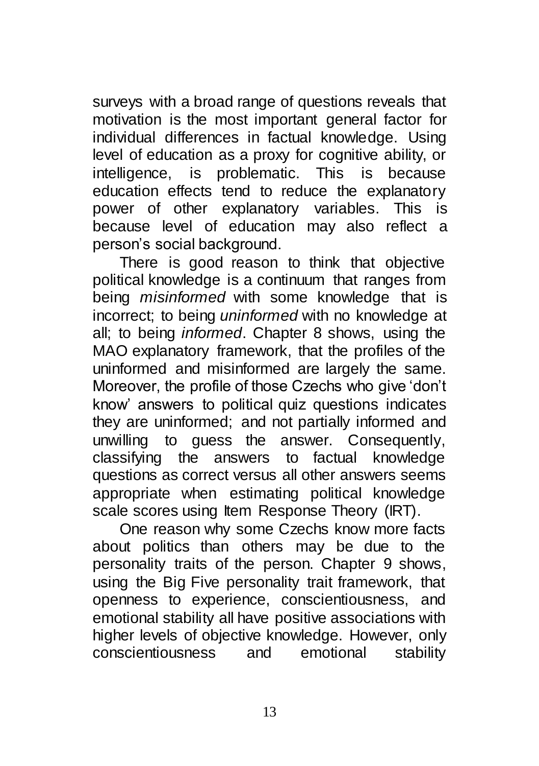surveys with a broad range of questions reveals that motivation is the most important general factor for individual differences in factual knowledge. Using level of education as a proxy for cognitive ability, or intelligence, is problematic. This is because education effects tend to reduce the explanatory power of other explanatory variables. This is because level of education may also reflect a person's social background.

There is good reason to think that objective political knowledge is a continuum that ranges from being *misinformed* with some knowledge that is incorrect; to being *uninformed* with no knowledge at all; to being *informed*. Chapter 8 shows, using the MAO explanatory framework, that the profiles of the uninformed and misinformed are largely the same. Moreover, the profile of those Czechs who give 'don't know' answers to political quiz questions indicates they are uninformed; and not partially informed and unwilling to guess the answer. Consequently, classifying the answers to factual knowledge questions as correct versus all other answers seems appropriate when estimating political knowledge scale scores using Item Response Theory (IRT).

One reason why some Czechs know more facts about politics than others may be due to the personality traits of the person. Chapter 9 shows, using the Big Five personality trait framework, that openness to experience, conscientiousness, and emotional stability all have positive associations with higher levels of objective knowledge. However, only conscientiousness and emotional stability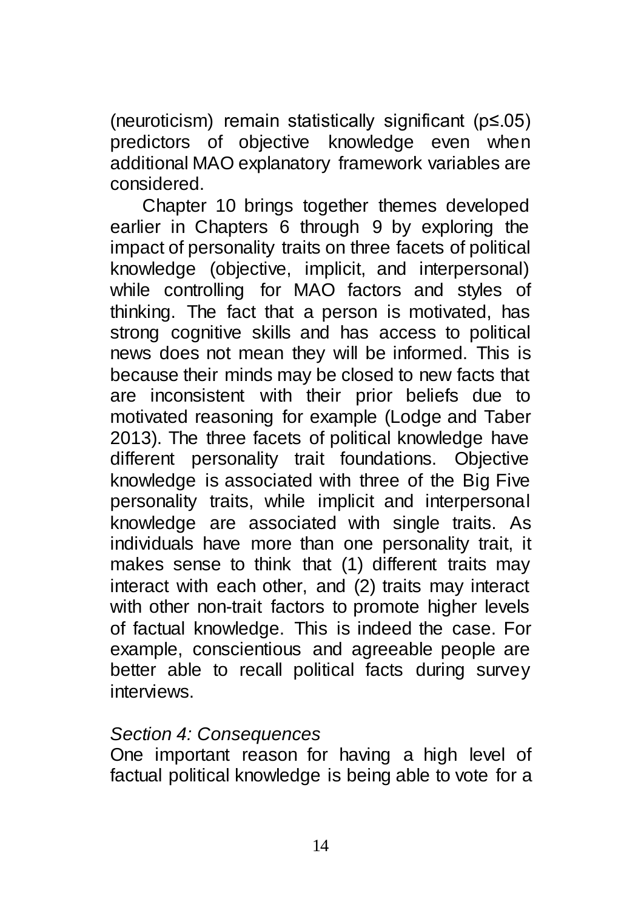(neuroticism) remain statistically significant ($p \leq .05$) predictors of objective knowledge even when additional MAO explanatory framework variables are considered.

Chapter 10 brings together themes developed earlier in Chapters 6 through 9 by exploring the impact of personality traits on three facets of political knowledge (objective, implicit, and interpersonal) while controlling for MAO factors and styles of thinking. The fact that a person is motivated, has strong cognitive skills and has access to political news does not mean they will be informed. This is because their minds may be closed to new facts that are inconsistent with their prior beliefs due to motivated reasoning for example (Lodge and Taber 2013). The three facets of political knowledge have different personality trait foundations. Objective knowledge is associated with three of the Big Five personality traits, while implicit and interpersonal knowledge are associated with single traits. As individuals have more than one personality trait, it makes sense to think that (1) different traits may interact with each other, and (2) traits may interact with other non-trait factors to promote higher levels of factual knowledge. This is indeed the case. For example, conscientious and agreeable people are better able to recall political facts during survey interviews.

*Section 4: Consequences*

One important reason for having a high level of factual political knowledge is being able to vote for a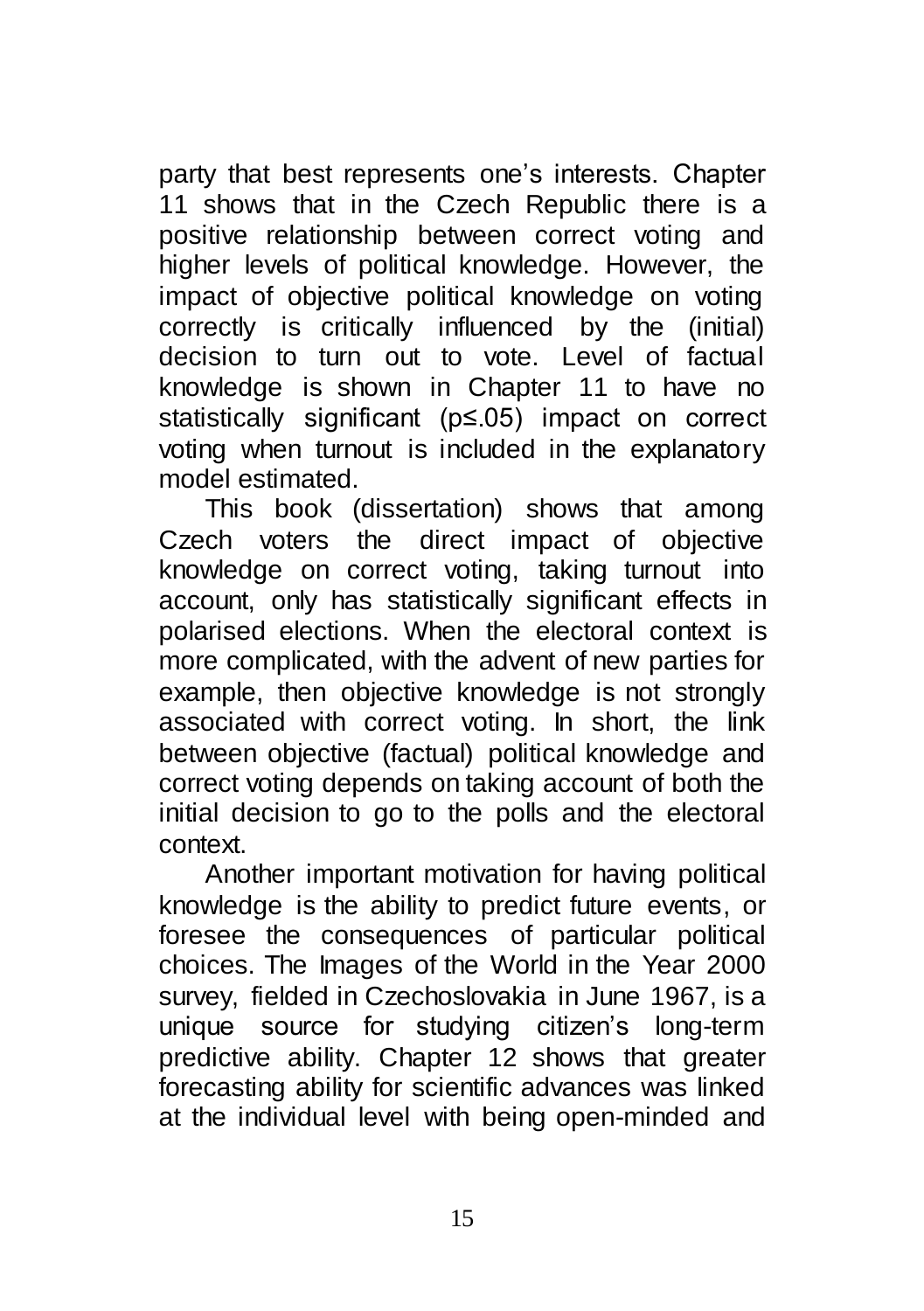party that best represents one's interests. Chapter 11 shows that in the Czech Republic there is a positive relationship between correct voting and higher levels of political knowledge. However, the impact of objective political knowledge on voting correctly is critically influenced by the (initial) decision to turn out to vote. Level of factual knowledge is shown in Chapter 11 to have no statistically significant ($p \leq .05$) impact on correct voting when turnout is included in the explanatory model estimated.

This book (dissertation) shows that among Czech voters the direct impact of objective knowledge on correct voting, taking turnout into account, only has statistically significant effects in polarised elections. When the electoral context is more complicated, with the advent of new parties for example, then objective knowledge is not strongly associated with correct voting. In short, the link between objective (factual) political knowledge and correct voting depends on taking account of both the initial decision to go to the polls and the electoral context.

Another important motivation for having political knowledge is the ability to predict future events, or foresee the consequences of particular political choices. The Images of the World in the Year 2000 survey, fielded in Czechoslovakia in June 1967, is a unique source for studying citizen's long-term predictive ability. Chapter 12 shows that greater forecasting ability for scientific advances was linked at the individual level with being open-minded and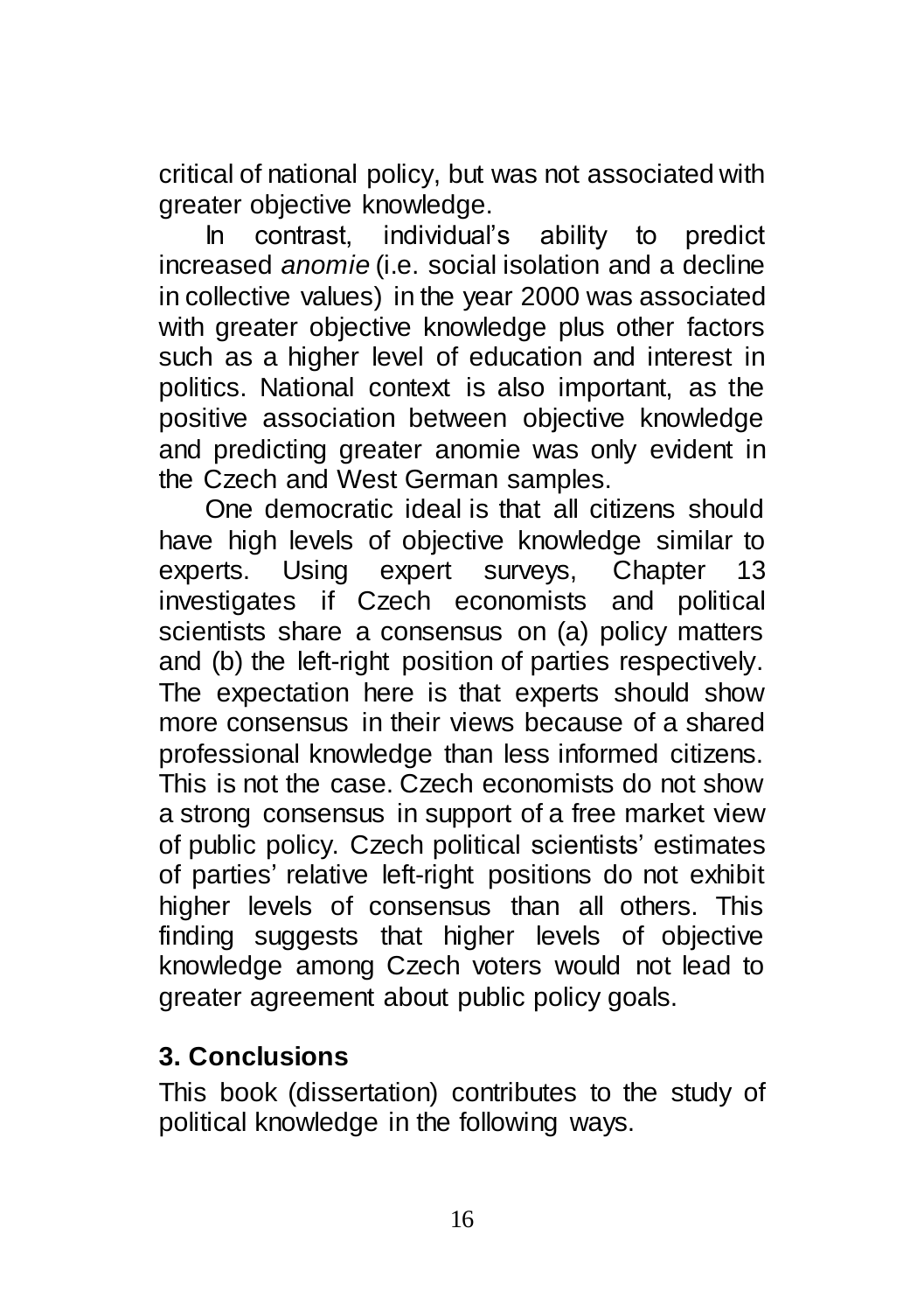critical of national policy, but was not associated with greater objective knowledge.

In contrast, individual's ability to predict increased *anomie* (i.e. social isolation and a decline in collective values) in the year 2000 was associated with greater objective knowledge plus other factors such as a higher level of education and interest in politics. National context is also important, as the positive association between objective knowledge and predicting greater anomie was only evident in the Czech and West German samples.

One democratic ideal is that all citizens should have high levels of objective knowledge similar to experts. Using expert surveys, Chapter 13 investigates if Czech economists and political scientists share a consensus on (a) policy matters and (b) the left-right position of parties respectively. The expectation here is that experts should show more consensus in their views because of a shared professional knowledge than less informed citizens. This is not the case. Czech economists do not show a strong consensus in support of a free market view of public policy. Czech political scientists' estimates of parties' relative left-right positions do not exhibit higher levels of consensus than all others. This finding suggests that higher levels of objective knowledge among Czech voters would not lead to greater agreement about public policy goals.

## 3. Conclusions

This book (dissertation) contributes to the study of political knowledge in the following ways.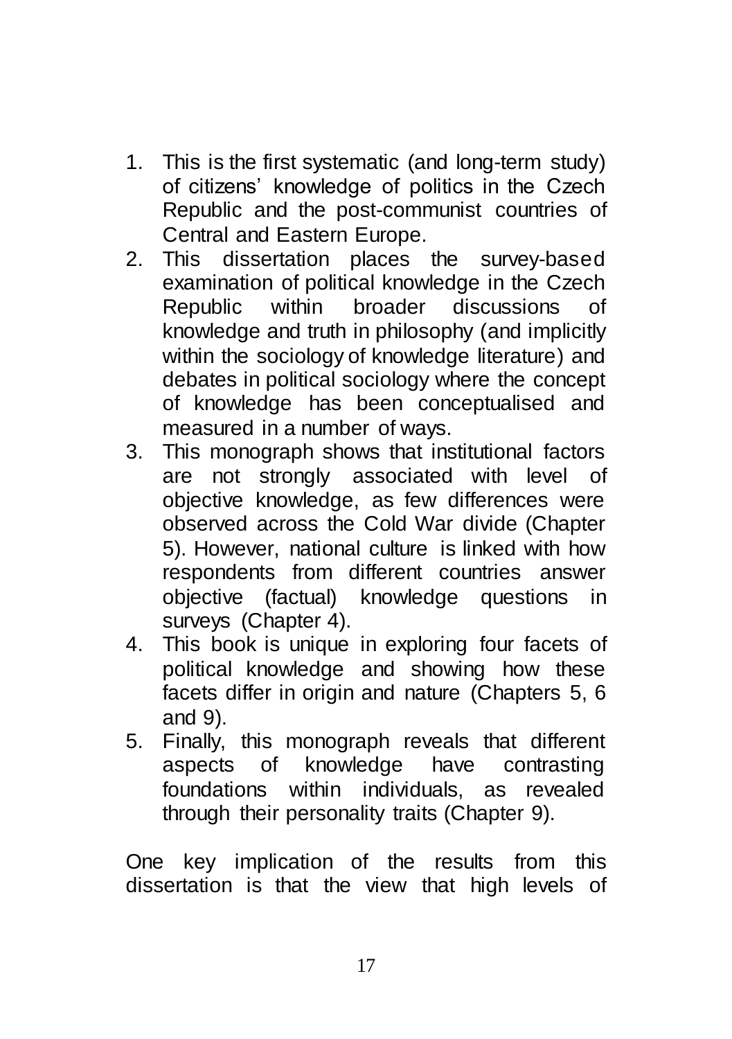1. This is the first systematic (and long-term study) of citizens' knowledge of politics in the Czech Republic and the post-communist countries of Central and Eastern Europe.
2. This dissertation places the survey-based examination of political knowledge in the Czech Republic within broader discussions of knowledge and truth in philosophy (and implicitly within the sociology of knowledge literature) and debates in political sociology where the concept of knowledge has been conceptualised and measured in a number of ways.
3. This monograph shows that institutional factors are not strongly associated with level of objective knowledge, as few differences were observed across the Cold War divide (Chapter 5). However, national culture is linked with how respondents from different countries answer objective (factual) knowledge questions in surveys (Chapter 4).
4. This book is unique in exploring four facets of political knowledge and showing how these facets differ in origin and nature (Chapters 5, 6 and 9).
5. Finally, this monograph reveals that different aspects of knowledge have contrasting foundations within individuals, as revealed through their personality traits (Chapter 9).

One key implication of the results from this dissertation is that the view that high levels of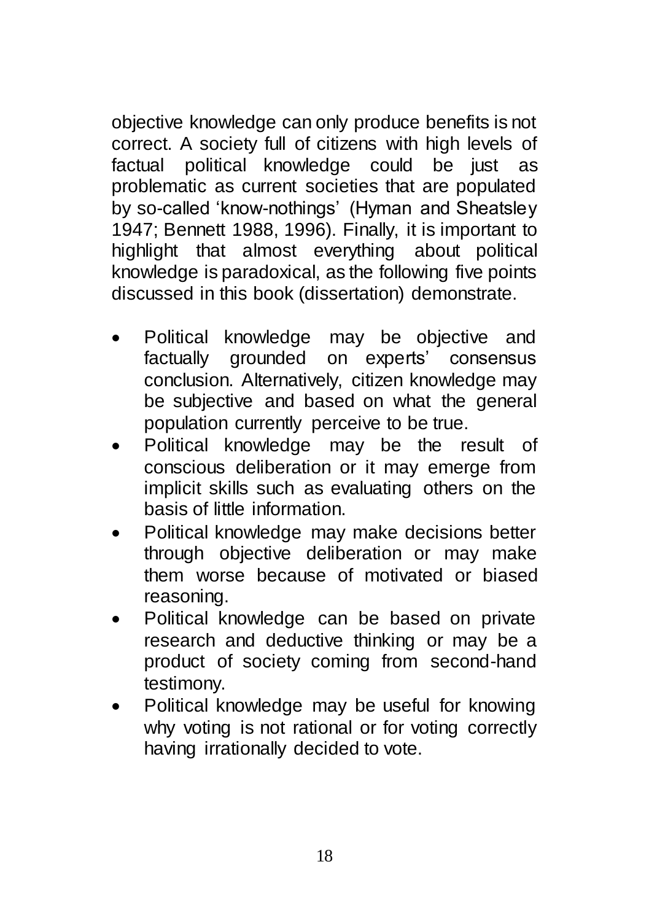objective knowledge can only produce benefits is not correct. A society full of citizens with high levels of factual political knowledge could be just as problematic as current societies that are populated by so-called 'know-nothings' (Hyman and Sheatsley 1947; Bennett 1988, 1996). Finally, it is important to highlight that almost everything about political knowledge is paradoxical, as the following five points discussed in this book (dissertation) demonstrate.

- Political knowledge may be objective and factually grounded on experts' consensus conclusion. Alternatively, citizen knowledge may be subjective and based on what the general population currently perceive to be true.
- Political knowledge may be the result of conscious deliberation or it may emerge from implicit skills such as evaluating others on the basis of little information.
- Political knowledge may make decisions better through objective deliberation or may make them worse because of motivated or biased reasoning.
- Political knowledge can be based on private research and deductive thinking or may be a product of society coming from second-hand testimony.
- Political knowledge may be useful for knowing why voting is not rational or for voting correctly having irrationally decided to vote.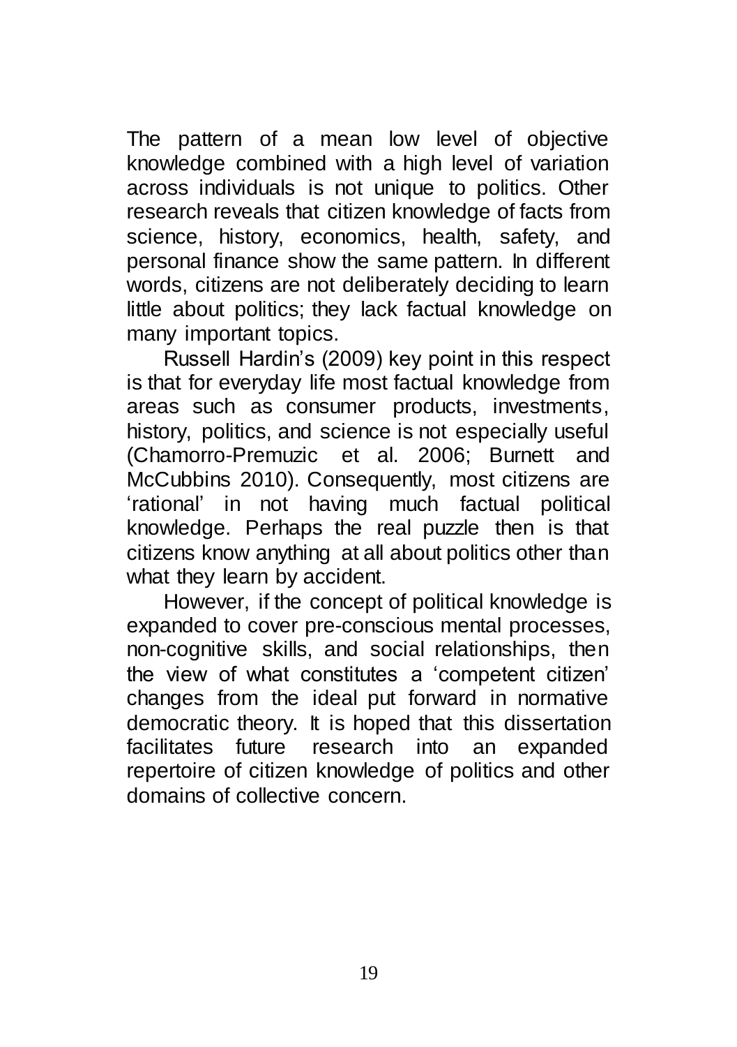The pattern of a mean low level of objective knowledge combined with a high level of variation across individuals is not unique to politics. Other research reveals that citizen knowledge of facts from science, history, economics, health, safety, and personal finance show the same pattern. In different words, citizens are not deliberately deciding to learn little about politics; they lack factual knowledge on many important topics.

Russell Hardin's (2009) key point in this respect is that for everyday life most factual knowledge from areas such as consumer products, investments, history, politics, and science is not especially useful (Chamorro-Premuzic et al. 2006; Burnett and McCubbins 2010). Consequently, most citizens are 'rational' in not having much factual political knowledge. Perhaps the real puzzle then is that citizens know anything at all about politics other than what they learn by accident.

However, if the concept of political knowledge is expanded to cover pre-conscious mental processes, non-cognitive skills, and social relationships, then the view of what constitutes a 'competent citizen' changes from the ideal put forward in normative democratic theory. It is hoped that this dissertation facilitates future research into an expanded repertoire of citizen knowledge of politics and other domains of collective concern.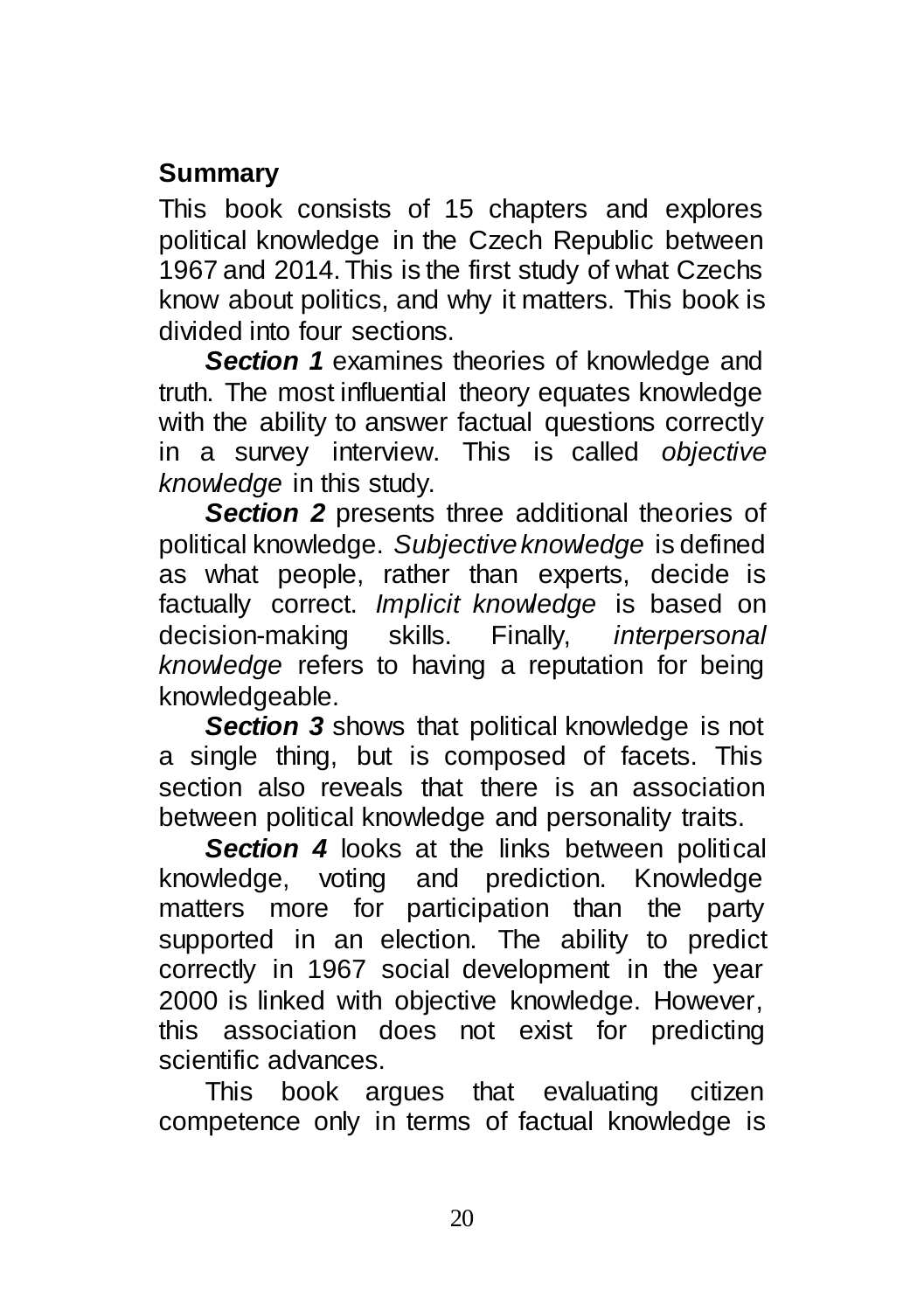## Summary

This book consists of 15 chapters and explores political knowledge in the Czech Republic between 1967 and 2014. This is the first study of what Czechs know about politics, and why it matters. This book is divided into four sections.

***Section 1*** examines theories of knowledge and truth. The most influential theory equates knowledge with the ability to answer factual questions correctly in a survey interview. This is called *objective knowledge* in this study.

***Section 2*** presents three additional theories of political knowledge. *Subjective knowledge* is defined as what people, rather than experts, decide is factually correct. *Implicit knowledge* is based on decision-making skills. Finally, *interpersonal knowledge* refers to having a reputation for being knowledgeable.

***Section 3*** shows that political knowledge is not a single thing, but is composed of facets. This section also reveals that there is an association between political knowledge and personality traits.

***Section 4*** looks at the links between political knowledge, voting and prediction. Knowledge matters more for participation than the party supported in an election. The ability to predict correctly in 1967 social development in the year 2000 is linked with objective knowledge. However, this association does not exist for predicting scientific advances.

This book argues that evaluating citizen competence only in terms of factual knowledge is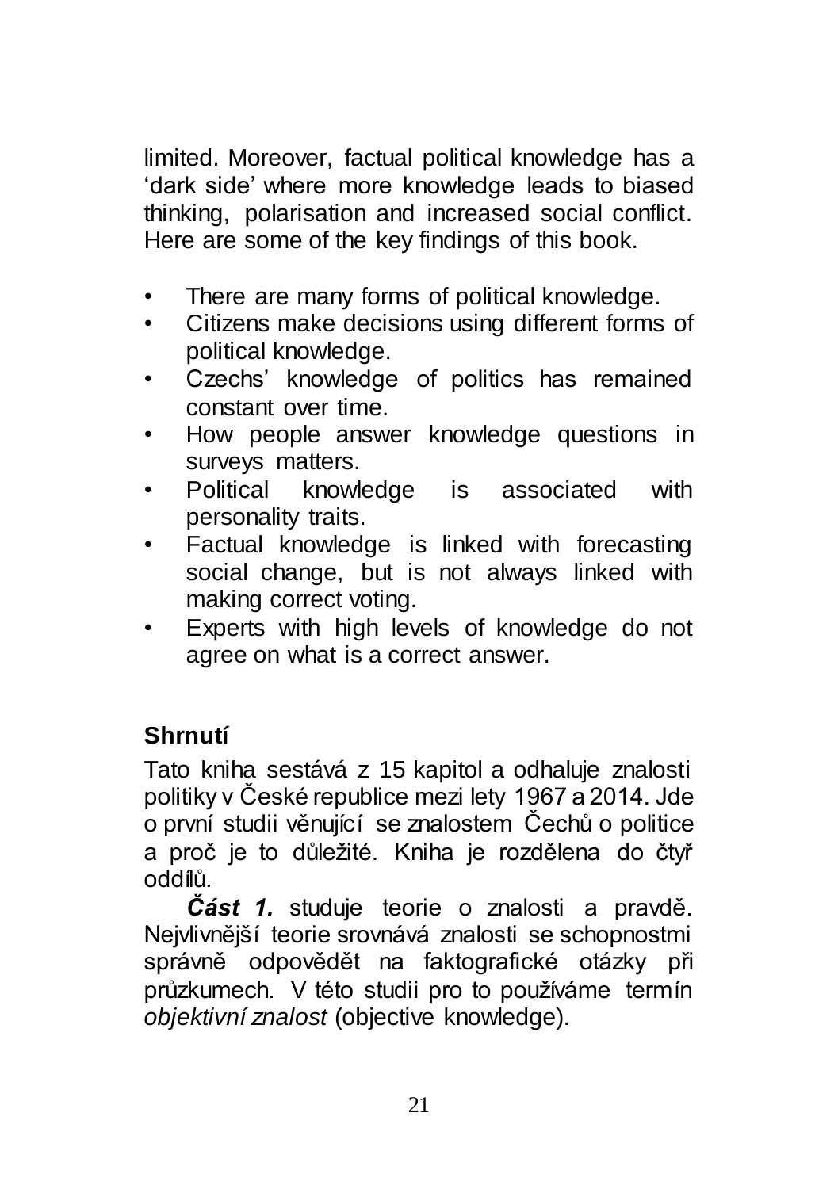limited. Moreover, factual political knowledge has a 'dark side' where more knowledge leads to biased thinking, polarisation and increased social conflict. Here are some of the key findings of this book.

- There are many forms of political knowledge.
- Citizens make decisions using different forms of political knowledge.
- Czechs' knowledge of politics has remained constant over time.
- How people answer knowledge questions in surveys matters.
- Political knowledge is associated with personality traits.
- Factual knowledge is linked with forecasting social change, but is not always linked with making correct voting.
- Experts with high levels of knowledge do not agree on what is a correct answer.

## Shrnutí

Tato kniha sestává z 15 kapitol a odhaluje znalosti politiky v České republice mezi lety 1967 a 2014. Jde o první studii věnující se znalostem Čechů o politice a proč je to důležité. Kniha je rozdělena do čtyř oddílů.

***Část 1.*** studuje teorie o znalosti a pravdě. Nejvlivnější teorie srovnává znalosti se schopnostmi správně odpovědět na faktografické otázky při průzkumech. V této studii pro to používáme termín *objektivní znalost* (objective knowledge).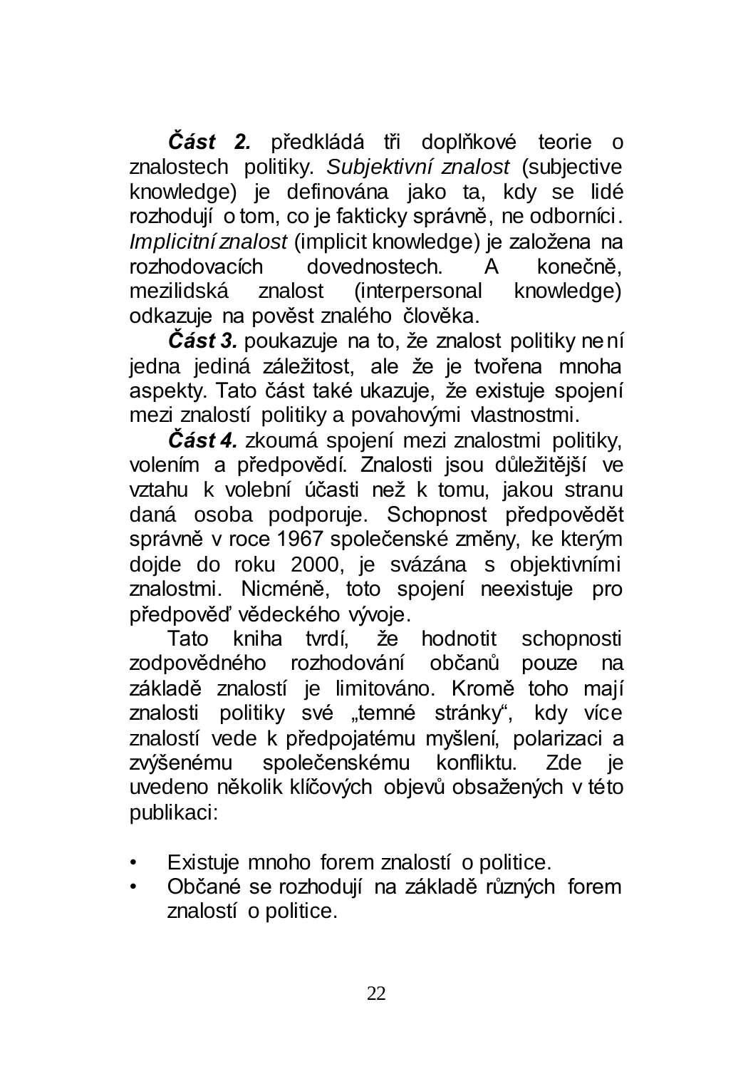***Část 2.*** předkládá tři doplňkové teorie o znalostech politiky. *Subjektivní znalost* (subjective knowledge) je definována jako ta, kdy se lidé rozhodují o tom, co je fakticky správně, ne odborníci. *Implicitní znalost* (implicit knowledge) je založena na rozhodovacích dovednostech. A konečně, mezilidská znalost (interpersonal knowledge) odkazuje na pověst znalého člověka.

***Část 3.*** poukazuje na to, že znalost politiky není jedna jediná záležitost, ale že je tvořena mnoha aspekty. Tato část také ukazuje, že existuje spojení mezi znalostí politiky a povahovými vlastnostmi.

***Část 4.*** zkoumá spojení mezi znalostmi politiky, volením a předpovědí. Znalosti jsou důležitější ve vztahu k volební účasti než k tomu, jakou stranu daná osoba podporuje. Schopnost předpovědět správně v roce 1967 společenské změny, ke kterým dojde do roku 2000, je svázána s objektivními znalostmi. Nicméně, toto spojení neexistuje pro předpověď vědeckého vývoje.

Tato kniha tvrdí, že hodnotit schopnosti zodpovědného rozhodování občanů pouze na základě znalostí je limitováno. Kromě toho mají znalosti politiky své „temné stránky", kdy více znalostí vede k předpojatému myšlení, polarizaci a zvýšenému společenskému konfliktu. Zde je uvedeno několik klíčových objevů obsažených v této publikaci:

- Existuje mnoho forem znalostí o politice.
- Občané se rozhodují na základě různých forem znalostí o politice.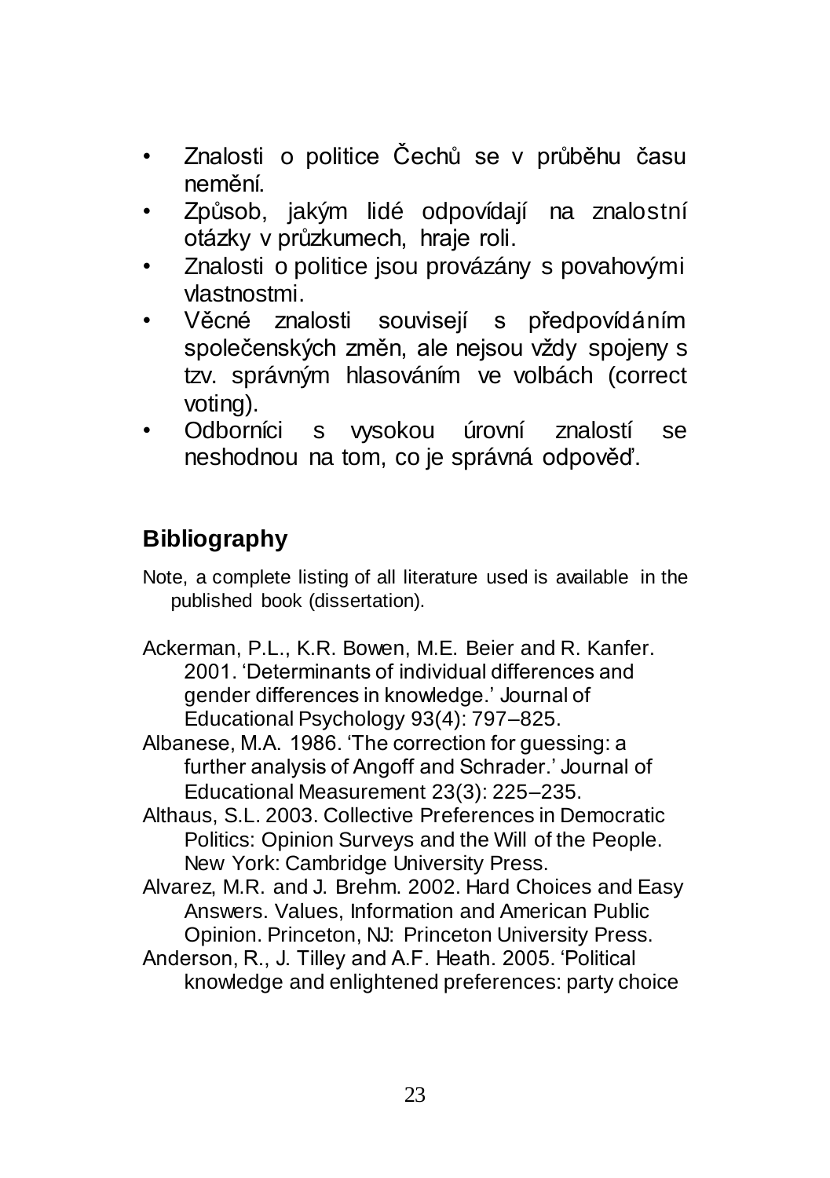- Znalosti o politice Čechů se v průběhu času nemění.
- Způsob, jakým lidé odpovídají na znalostní otázky v průzkumech, hraje roli.
- Znalosti o politice jsou provázány s povahovými vlastnostmi.
- Věcné znalosti souvisejí s předpovídáním společenských změn, ale nejsou vždy spojeny s tzv. správným hlasováním ve volbách (correct voting).
- Odborníci s vysokou úrovní znalostí se neshodnou na tom, co je správná odpověď.

## Bibliography

Note, a complete listing of all literature used is available in the published book (dissertation).

Ackerman, P.L., K.R. Bowen, M.E. Beier and R. Kanfer. 2001. 'Determinants of individual differences and gender differences in knowledge.' Journal of Educational Psychology 93(4): 797–825.

Albanese, M.A. 1986. 'The correction for guessing: a further analysis of Angoff and Schrader.' Journal of Educational Measurement 23(3): 225–235.

Althaus, S.L. 2003. Collective Preferences in Democratic Politics: Opinion Surveys and the Will of the People. New York: Cambridge University Press.

Alvarez, M.R. and J. Brehm. 2002. Hard Choices and Easy Answers. Values, Information and American Public Opinion. Princeton, NJ: Princeton University Press.

Anderson, R., J. Tilley and A.F. Heath. 2005. 'Political knowledge and enlightened preferences: party choice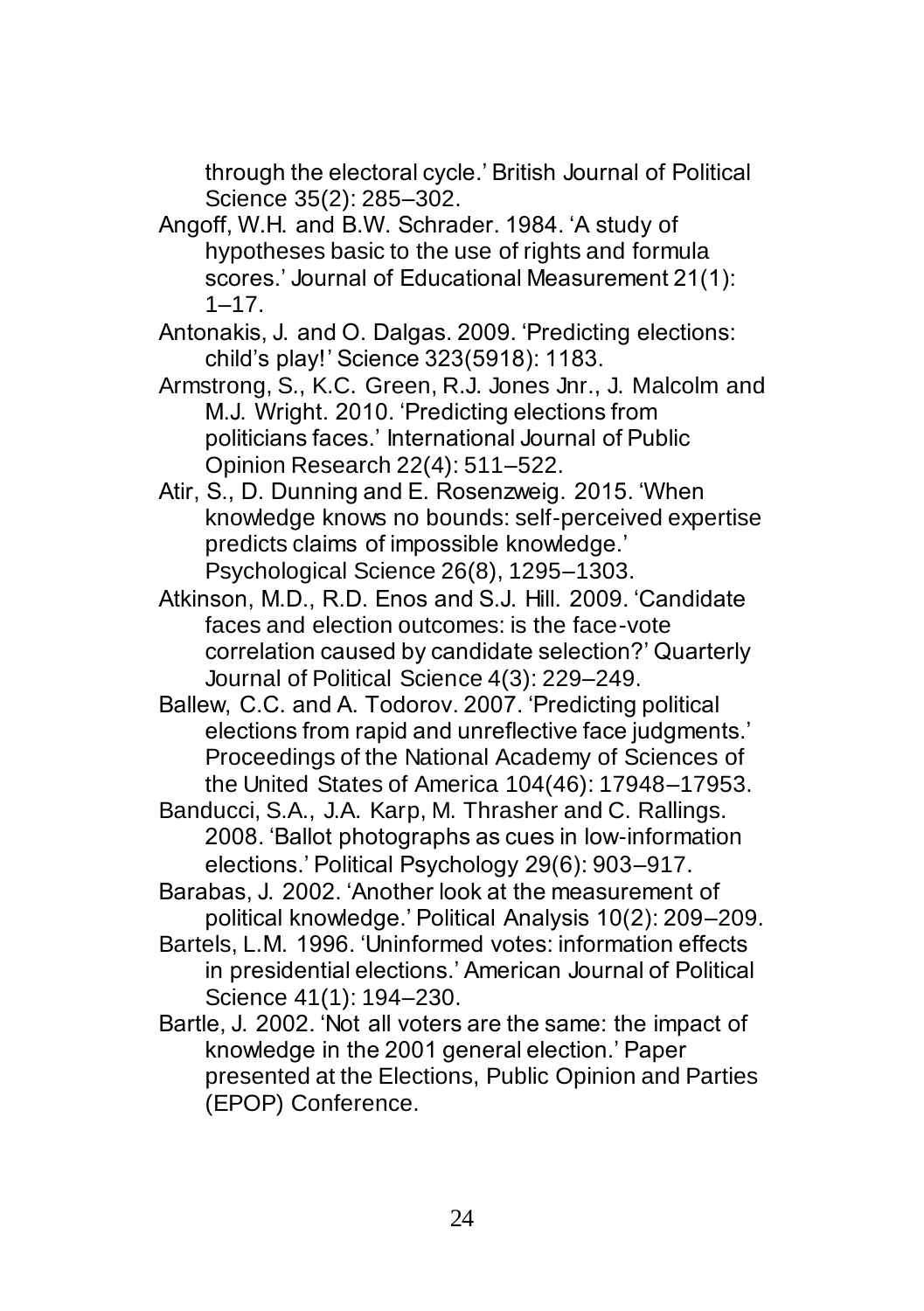through the electoral cycle.' British Journal of Political Science 35(2): 285–302.

Angoff, W.H. and B.W. Schrader. 1984. 'A study of hypotheses basic to the use of rights and formula scores.' Journal of Educational Measurement 21(1): 1–17.

Antonakis, J. and O. Dalgas. 2009. 'Predicting elections: child's play!' Science 323(5918): 1183.

Armstrong, S., K.C. Green, R.J. Jones Jnr., J. Malcolm and M.J. Wright. 2010. 'Predicting elections from politicians faces.' International Journal of Public Opinion Research 22(4): 511–522.

Atir, S., D. Dunning and E. Rosenzweig. 2015. 'When knowledge knows no bounds: self-perceived expertise predicts claims of impossible knowledge.' Psychological Science 26(8), 1295–1303.

Atkinson, M.D., R.D. Enos and S.J. Hill. 2009. 'Candidate faces and election outcomes: is the face-vote correlation caused by candidate selection?' Quarterly Journal of Political Science 4(3): 229–249.

Ballew, C.C. and A. Todorov. 2007. 'Predicting political elections from rapid and unreflective face judgments.' Proceedings of the National Academy of Sciences of the United States of America 104(46): 17948–17953.

Banducci, S.A., J.A. Karp, M. Thrasher and C. Rallings. 2008. 'Ballot photographs as cues in low-information elections.' Political Psychology 29(6): 903–917.

Barabas, J. 2002. 'Another look at the measurement of political knowledge.' Political Analysis 10(2): 209–209.

Bartels, L.M. 1996. 'Uninformed votes: information effects in presidential elections.' American Journal of Political Science 41(1): 194–230.

Bartle, J. 2002. 'Not all voters are the same: the impact of knowledge in the 2001 general election.' Paper presented at the Elections, Public Opinion and Parties (EPOP) Conference.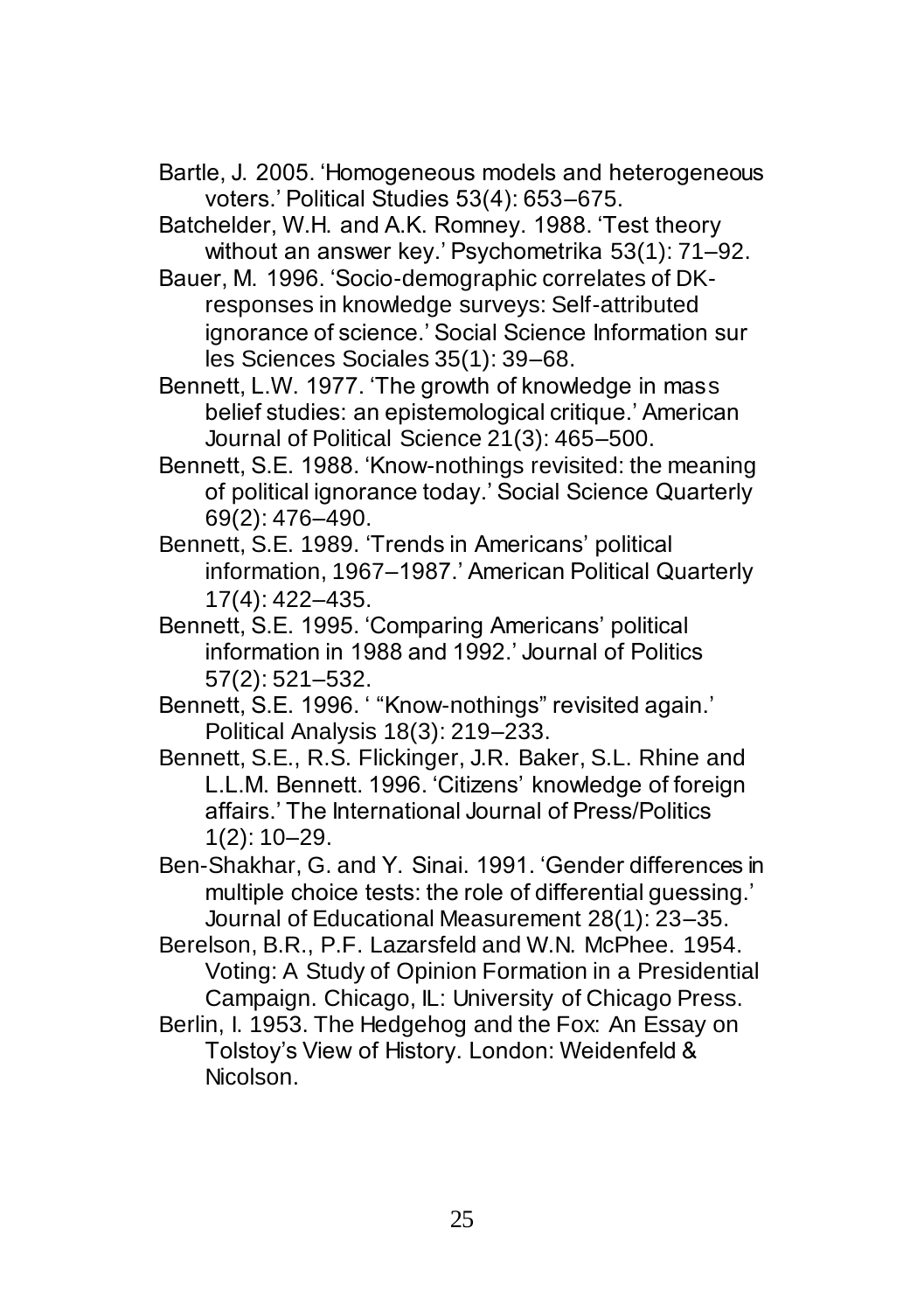Bartle, J. 2005. 'Homogeneous models and heterogeneous voters.' Political Studies 53(4): 653–675.

Batchelder, W.H. and A.K. Romney. 1988. 'Test theory without an answer key.' Psychometrika 53(1): 71–92.

Bauer, M. 1996. 'Socio-demographic correlates of DK-responses in knowledge surveys: Self-attributed ignorance of science.' Social Science Information sur les Sciences Sociales 35(1): 39–68.

Bennett, L.W. 1977. 'The growth of knowledge in mass belief studies: an epistemological critique.' American Journal of Political Science 21(3): 465–500.

Bennett, S.E. 1988. 'Know-nothings revisited: the meaning of political ignorance today.' Social Science Quarterly 69(2): 476–490.

Bennett, S.E. 1989. 'Trends in Americans' political information, 1967–1987.' American Political Quarterly 17(4): 422–435.

Bennett, S.E. 1995. 'Comparing Americans' political information in 1988 and 1992.' Journal of Politics 57(2): 521–532.

Bennett, S.E. 1996. ' "Know-nothings" revisited again.' Political Analysis 18(3): 219–233.

Bennett, S.E., R.S. Flickinger, J.R. Baker, S.L. Rhine and L.L.M. Bennett. 1996. 'Citizens' knowledge of foreign affairs.' The International Journal of Press/Politics 1(2): 10–29.

Ben-Shakhar, G. and Y. Sinai. 1991. 'Gender differences in multiple choice tests: the role of differential guessing.' Journal of Educational Measurement 28(1): 23–35.

Berelson, B.R., P.F. Lazarsfeld and W.N. McPhee. 1954. Voting: A Study of Opinion Formation in a Presidential Campaign. Chicago, IL: University of Chicago Press.

Berlin, I. 1953. The Hedgehog and the Fox: An Essay on Tolstoy's View of History. London: Weidenfeld & Nicolson.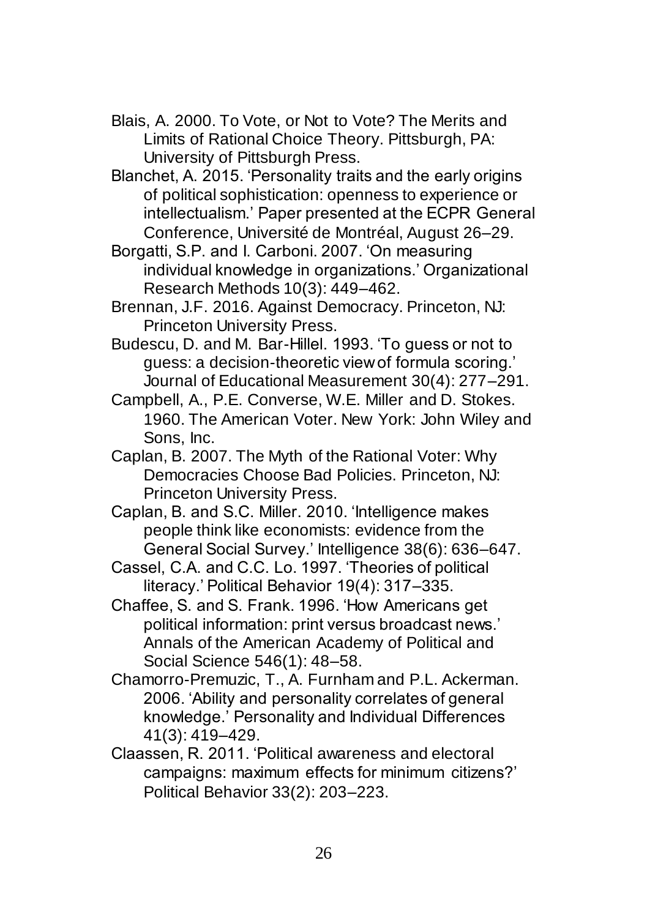Blais, A. 2000. To Vote, or Not to Vote? The Merits and Limits of Rational Choice Theory. Pittsburgh, PA: University of Pittsburgh Press.

Blanchet, A. 2015. 'Personality traits and the early origins of political sophistication: openness to experience or intellectualism.' Paper presented at the ECPR General Conference, Université de Montréal, August 26–29.

Borgatti, S.P. and I. Carboni. 2007. 'On measuring individual knowledge in organizations.' Organizational Research Methods 10(3): 449–462.

Brennan, J.F. 2016. Against Democracy. Princeton, NJ: Princeton University Press.

Budescu, D. and M. Bar-Hillel. 1993. 'To guess or not to guess: a decision-theoretic view of formula scoring.' Journal of Educational Measurement 30(4): 277–291.

Campbell, A., P.E. Converse, W.E. Miller and D. Stokes. 1960. The American Voter. New York: John Wiley and Sons, Inc.

Caplan, B. 2007. The Myth of the Rational Voter: Why Democracies Choose Bad Policies. Princeton, NJ: Princeton University Press.

Caplan, B. and S.C. Miller. 2010. 'Intelligence makes people think like economists: evidence from the General Social Survey.' Intelligence 38(6): 636–647.

Cassel, C.A. and C.C. Lo. 1997. 'Theories of political literacy.' Political Behavior 19(4): 317–335.

Chaffee, S. and S. Frank. 1996. 'How Americans get political information: print versus broadcast news.' Annals of the American Academy of Political and Social Science 546(1): 48–58.

Chamorro-Premuzic, T., A. Furnham and P.L. Ackerman. 2006. 'Ability and personality correlates of general knowledge.' Personality and Individual Differences 41(3): 419–429.

Claassen, R. 2011. 'Political awareness and electoral campaigns: maximum effects for minimum citizens?' Political Behavior 33(2): 203–223.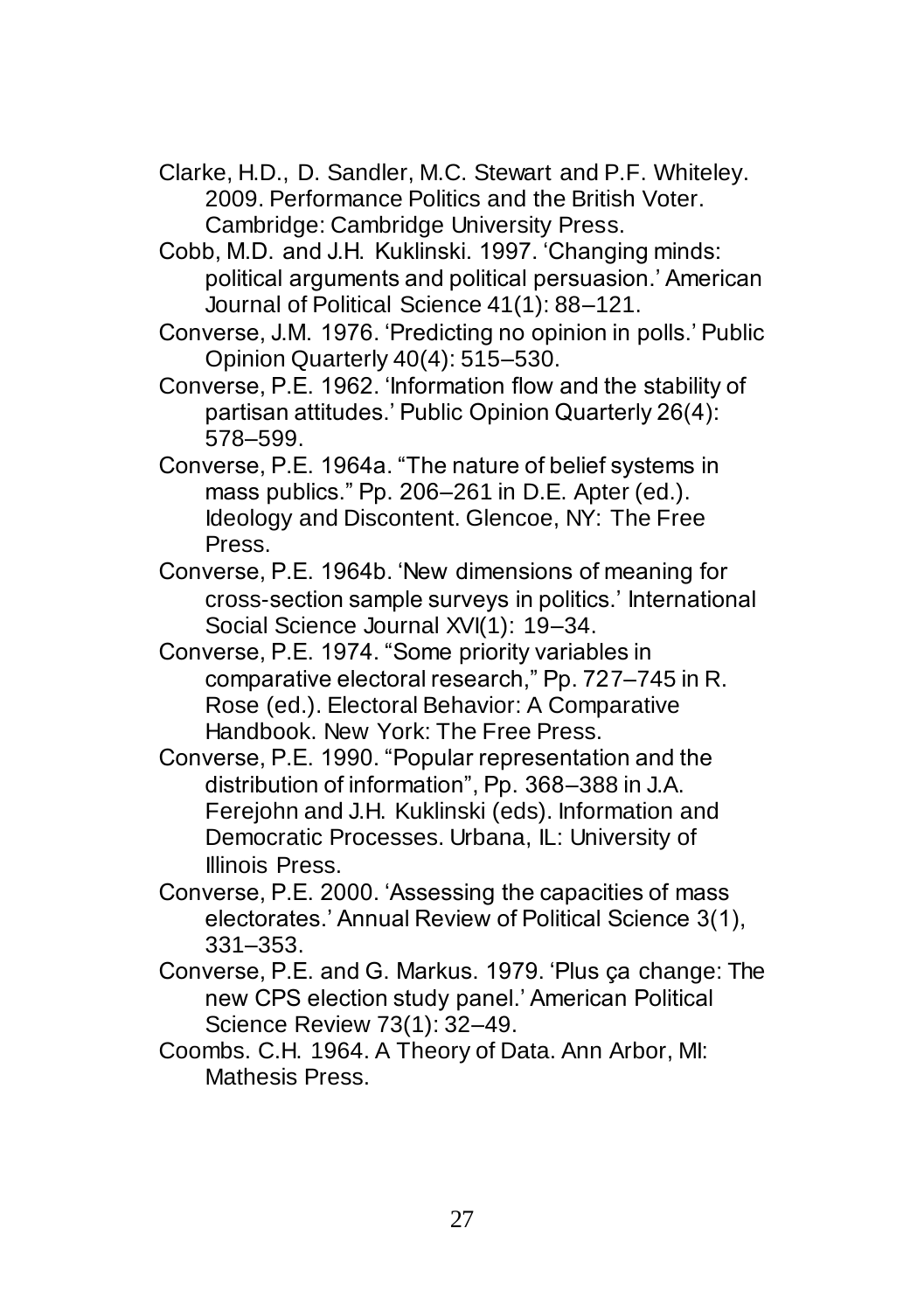Clarke, H.D., D. Sandler, M.C. Stewart and P.F. Whiteley. 2009. Performance Politics and the British Voter. Cambridge: Cambridge University Press.

Cobb, M.D. and J.H. Kuklinski. 1997. 'Changing minds: political arguments and political persuasion.' American Journal of Political Science 41(1): 88–121.

Converse, J.M. 1976. 'Predicting no opinion in polls.' Public Opinion Quarterly 40(4): 515–530.

Converse, P.E. 1962. 'Information flow and the stability of partisan attitudes.' Public Opinion Quarterly 26(4): 578–599.

Converse, P.E. 1964a. "The nature of belief systems in mass publics." Pp. 206–261 in D.E. Apter (ed.). Ideology and Discontent. Glencoe, NY: The Free Press.

Converse, P.E. 1964b. 'New dimensions of meaning for cross-section sample surveys in politics.' International Social Science Journal XVI(1): 19–34.

Converse, P.E. 1974. "Some priority variables in comparative electoral research," Pp. 727–745 in R. Rose (ed.). Electoral Behavior: A Comparative Handbook. New York: The Free Press.

Converse, P.E. 1990. "Popular representation and the distribution of information", Pp. 368–388 in J.A. Ferejohn and J.H. Kuklinski (eds). Information and Democratic Processes. Urbana, IL: University of Illinois Press.

Converse, P.E. 2000. 'Assessing the capacities of mass electorates.' Annual Review of Political Science 3(1), 331–353.

Converse, P.E. and G. Markus. 1979. 'Plus ça change: The new CPS election study panel.' American Political Science Review 73(1): 32–49.

Coombs. C.H. 1964. A Theory of Data. Ann Arbor, MI: Mathesis Press.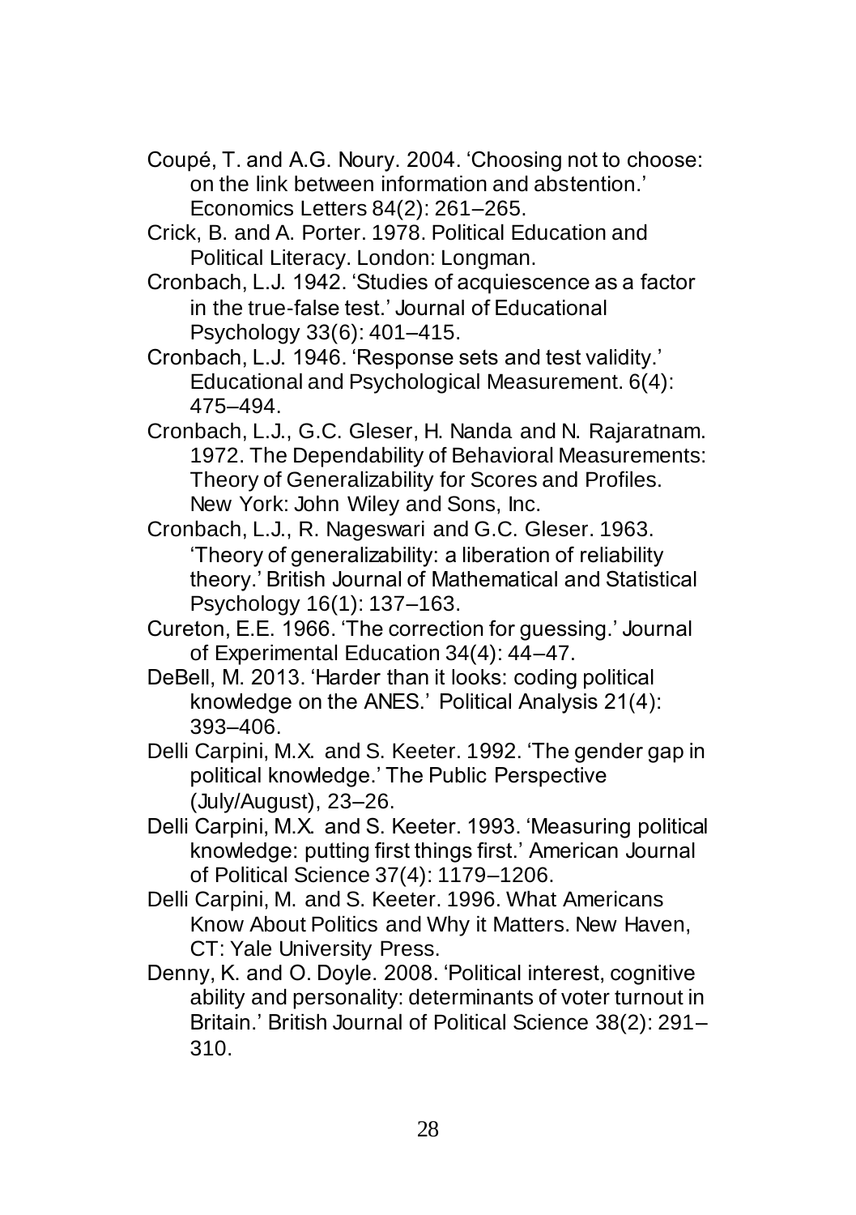Coupé, T. and A.G. Noury. 2004. 'Choosing not to choose: on the link between information and abstention.' Economics Letters 84(2): 261–265.

Crick, B. and A. Porter. 1978. Political Education and Political Literacy. London: Longman.

Cronbach, L.J. 1942. 'Studies of acquiescence as a factor in the true-false test.' Journal of Educational Psychology 33(6): 401–415.

Cronbach, L.J. 1946. 'Response sets and test validity.' Educational and Psychological Measurement. 6(4): 475–494.

Cronbach, L.J., G.C. Gleser, H. Nanda and N. Rajaratnam. 1972. The Dependability of Behavioral Measurements: Theory of Generalizability for Scores and Profiles. New York: John Wiley and Sons, Inc.

Cronbach, L.J., R. Nageswari and G.C. Gleser. 1963. 'Theory of generalizability: a liberation of reliability theory.' British Journal of Mathematical and Statistical Psychology 16(1): 137–163.

Cureton, E.E. 1966. 'The correction for guessing.' Journal of Experimental Education 34(4): 44–47.

DeBell, M. 2013. 'Harder than it looks: coding political knowledge on the ANES.' Political Analysis 21(4): 393–406.

Delli Carpini, M.X. and S. Keeter. 1992. 'The gender gap in political knowledge.' The Public Perspective (July/August), 23–26.

Delli Carpini, M.X. and S. Keeter. 1993. 'Measuring political knowledge: putting first things first.' American Journal of Political Science 37(4): 1179–1206.

Delli Carpini, M. and S. Keeter. 1996. What Americans Know About Politics and Why it Matters. New Haven, CT: Yale University Press.

Denny, K. and O. Doyle. 2008. 'Political interest, cognitive ability and personality: determinants of voter turnout in Britain.' British Journal of Political Science 38(2): 291–310.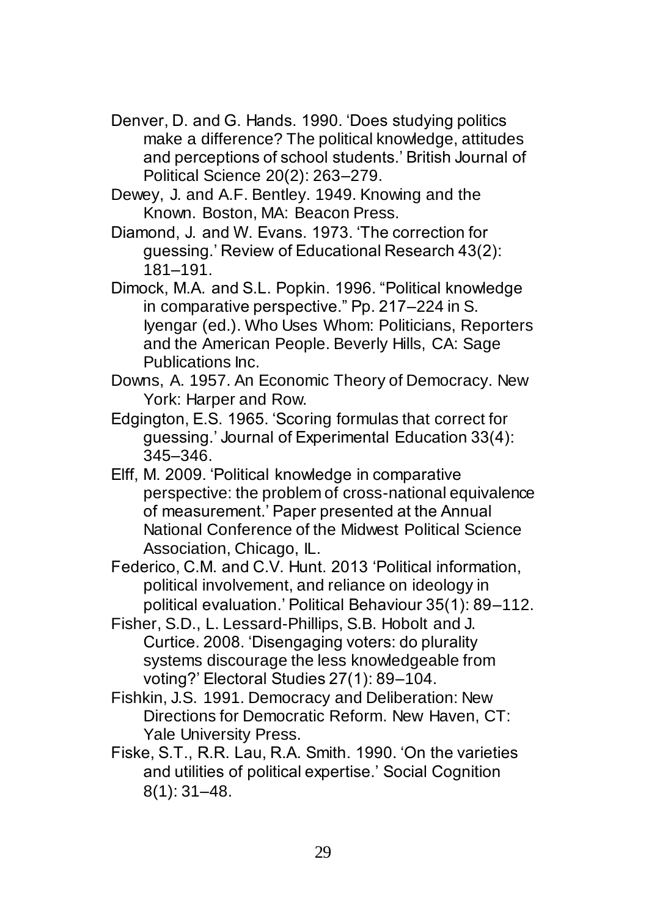Denver, D. and G. Hands. 1990. 'Does studying politics make a difference? The political knowledge, attitudes and perceptions of school students.' British Journal of Political Science 20(2): 263–279.

Dewey, J. and A.F. Bentley. 1949. Knowing and the Known. Boston, MA: Beacon Press.

Diamond, J. and W. Evans. 1973. 'The correction for guessing.' Review of Educational Research 43(2): 181–191.

Dimock, M.A. and S.L. Popkin. 1996. "Political knowledge in comparative perspective." Pp. 217–224 in S. Iyengar (ed.). Who Uses Whom: Politicians, Reporters and the American People. Beverly Hills, CA: Sage Publications Inc.

Downs, A. 1957. An Economic Theory of Democracy. New York: Harper and Row.

Edgington, E.S. 1965. 'Scoring formulas that correct for guessing.' Journal of Experimental Education 33(4): 345–346.

Elff, M. 2009. 'Political knowledge in comparative perspective: the problem of cross-national equivalence of measurement.' Paper presented at the Annual National Conference of the Midwest Political Science Association, Chicago, IL.

Federico, C.M. and C.V. Hunt. 2013 'Political information, political involvement, and reliance on ideology in political evaluation.' Political Behaviour 35(1): 89–112.

Fisher, S.D., L. Lessard-Phillips, S.B. Hobolt and J. Curtice. 2008. 'Disengaging voters: do plurality systems discourage the less knowledgeable from voting?' Electoral Studies 27(1): 89–104.

Fishkin, J.S. 1991. Democracy and Deliberation: New Directions for Democratic Reform. New Haven, CT: Yale University Press.

Fiske, S.T., R.R. Lau, R.A. Smith. 1990. 'On the varieties and utilities of political expertise.' Social Cognition 8(1): 31–48.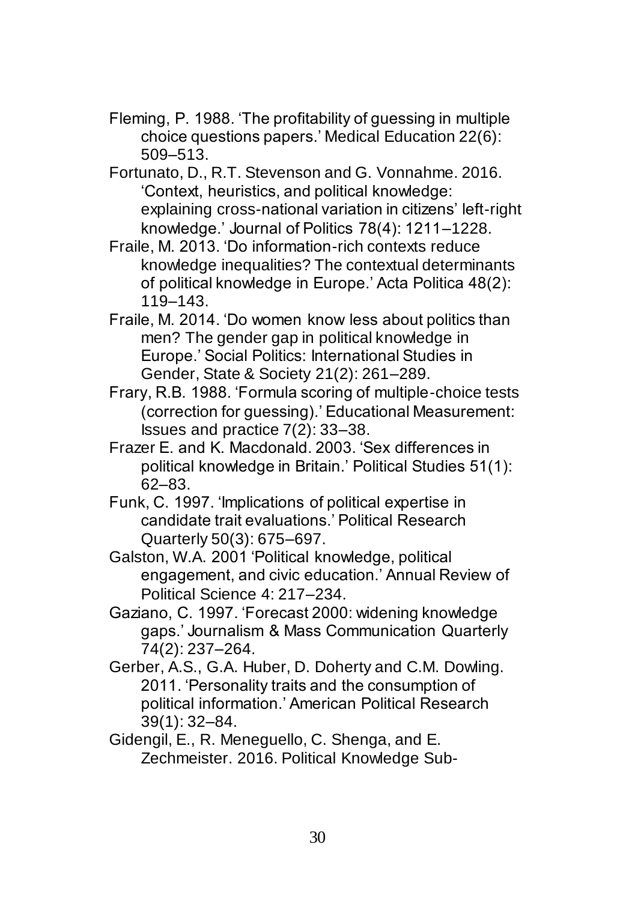Fleming, P. 1988. 'The profitability of guessing in multiple choice questions papers.' Medical Education 22(6): 509–513.

Fortunato, D., R.T. Stevenson and G. Vonnahme. 2016. 'Context, heuristics, and political knowledge: explaining cross-national variation in citizens' left-right knowledge.' Journal of Politics 78(4): 1211–1228.

Fraile, M. 2013. 'Do information-rich contexts reduce knowledge inequalities? The contextual determinants of political knowledge in Europe.' Acta Politica 48(2): 119–143.

Fraile, M. 2014. 'Do women know less about politics than men? The gender gap in political knowledge in Europe.' Social Politics: International Studies in Gender, State & Society 21(2): 261–289.

Frary, R.B. 1988. 'Formula scoring of multiple-choice tests (correction for guessing).' Educational Measurement: Issues and practice 7(2): 33–38.

Frazer E. and K. Macdonald. 2003. 'Sex differences in political knowledge in Britain.' Political Studies 51(1): 62–83.

Funk, C. 1997. 'Implications of political expertise in candidate trait evaluations.' Political Research Quarterly 50(3): 675–697.

Galston, W.A. 2001 'Political knowledge, political engagement, and civic education.' Annual Review of Political Science 4: 217–234.

Gaziano, C. 1997. 'Forecast 2000: widening knowledge gaps.' Journalism & Mass Communication Quarterly 74(2): 237–264.

Gerber, A.S., G.A. Huber, D. Doherty and C.M. Dowling. 2011. 'Personality traits and the consumption of political information.' American Political Research 39(1): 32–84.

Gidengil, E., R. Meneguello, C. Shenga, and E. Zechmeister. 2016. Political Knowledge Sub-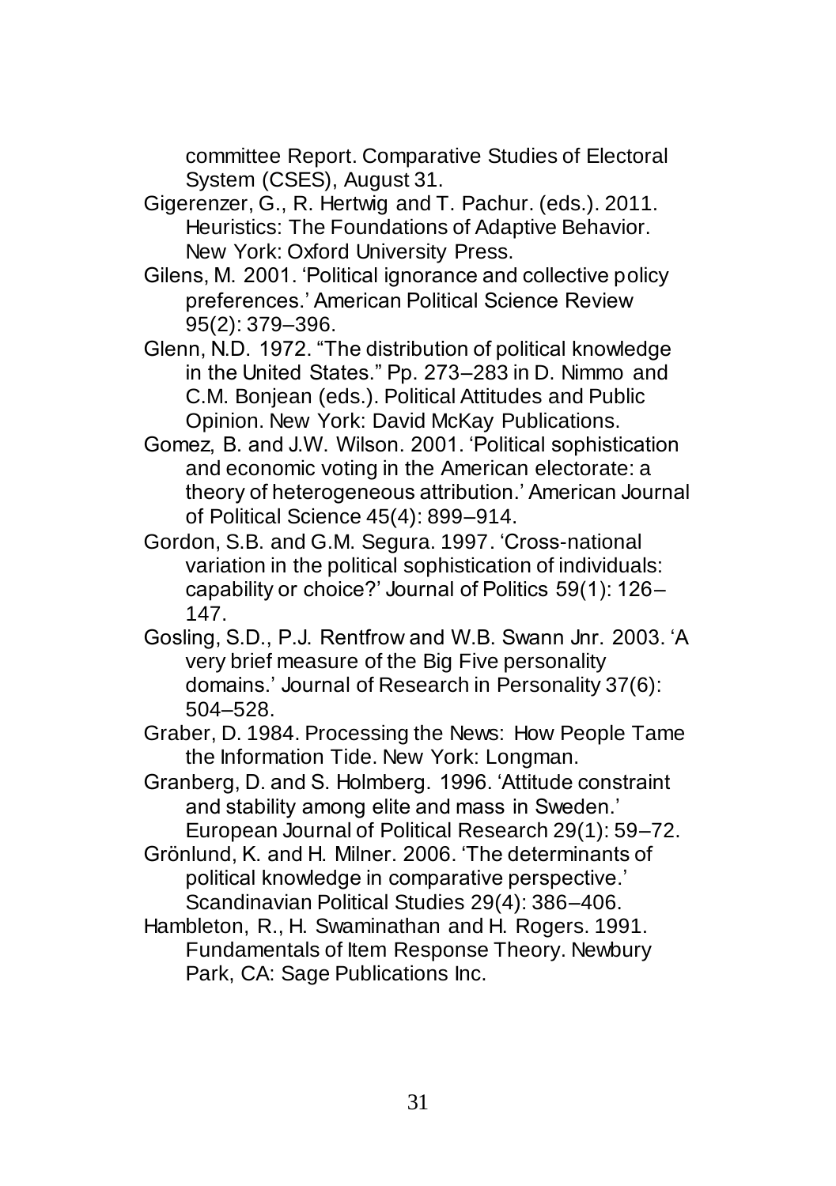committee Report. Comparative Studies of Electoral System (CSES), August 31.

Gigerenzer, G., R. Hertwig and T. Pachur. (eds.). 2011. Heuristics: The Foundations of Adaptive Behavior. New York: Oxford University Press.

Gilens, M. 2001. 'Political ignorance and collective policy preferences.' American Political Science Review 95(2): 379–396.

Glenn, N.D. 1972. "The distribution of political knowledge in the United States." Pp. 273–283 in D. Nimmo and C.M. Bonjean (eds.). Political Attitudes and Public Opinion. New York: David McKay Publications.

Gomez, B. and J.W. Wilson. 2001. 'Political sophistication and economic voting in the American electorate: a theory of heterogeneous attribution.' American Journal of Political Science 45(4): 899–914.

Gordon, S.B. and G.M. Segura. 1997. 'Cross-national variation in the political sophistication of individuals: capability or choice?' Journal of Politics 59(1): 126–147.

Gosling, S.D., P.J. Rentfrow and W.B. Swann Jnr. 2003. 'A very brief measure of the Big Five personality domains.' Journal of Research in Personality 37(6): 504–528.

Graber, D. 1984. Processing the News: How People Tame the Information Tide. New York: Longman.

Granberg, D. and S. Holmberg. 1996. 'Attitude constraint and stability among elite and mass in Sweden.' European Journal of Political Research 29(1): 59–72.

Grönlund, K. and H. Milner. 2006. 'The determinants of political knowledge in comparative perspective.' Scandinavian Political Studies 29(4): 386–406.

Hambleton, R., H. Swaminathan and H. Rogers. 1991. Fundamentals of Item Response Theory. Newbury Park, CA: Sage Publications Inc.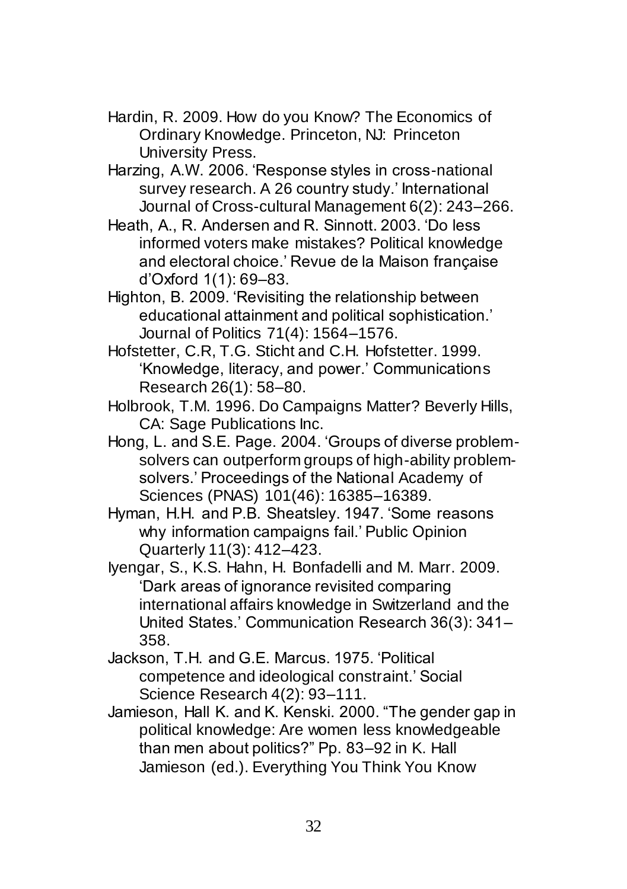Hardin, R. 2009. How do you Know? The Economics of Ordinary Knowledge. Princeton, NJ: Princeton University Press.

Harzing, A.W. 2006. 'Response styles in cross-national survey research. A 26 country study.' International Journal of Cross-cultural Management 6(2): 243–266.

Heath, A., R. Andersen and R. Sinnott. 2003. 'Do less informed voters make mistakes? Political knowledge and electoral choice.' Revue de la Maison française d'Oxford 1(1): 69–83.

Highton, B. 2009. 'Revisiting the relationship between educational attainment and political sophistication.' Journal of Politics 71(4): 1564–1576.

Hofstetter, C.R, T.G. Sticht and C.H. Hofstetter. 1999. 'Knowledge, literacy, and power.' Communications Research 26(1): 58–80.

Holbrook, T.M. 1996. Do Campaigns Matter? Beverly Hills, CA: Sage Publications Inc.

Hong, L. and S.E. Page. 2004. 'Groups of diverse problem-solvers can outperform groups of high-ability problem-solvers.' Proceedings of the National Academy of Sciences (PNAS) 101(46): 16385–16389.

Hyman, H.H. and P.B. Sheatsley. 1947. 'Some reasons why information campaigns fail.' Public Opinion Quarterly 11(3): 412–423.

Iyengar, S., K.S. Hahn, H. Bonfadelli and M. Marr. 2009. 'Dark areas of ignorance revisited comparing international affairs knowledge in Switzerland and the United States.' Communication Research 36(3): 341–358.

Jackson, T.H. and G.E. Marcus. 1975. 'Political competence and ideological constraint.' Social Science Research 4(2): 93–111.

Jamieson, Hall K. and K. Kenski. 2000. "The gender gap in political knowledge: Are women less knowledgeable than men about politics?" Pp. 83–92 in K. Hall Jamieson (ed.). Everything You Think You Know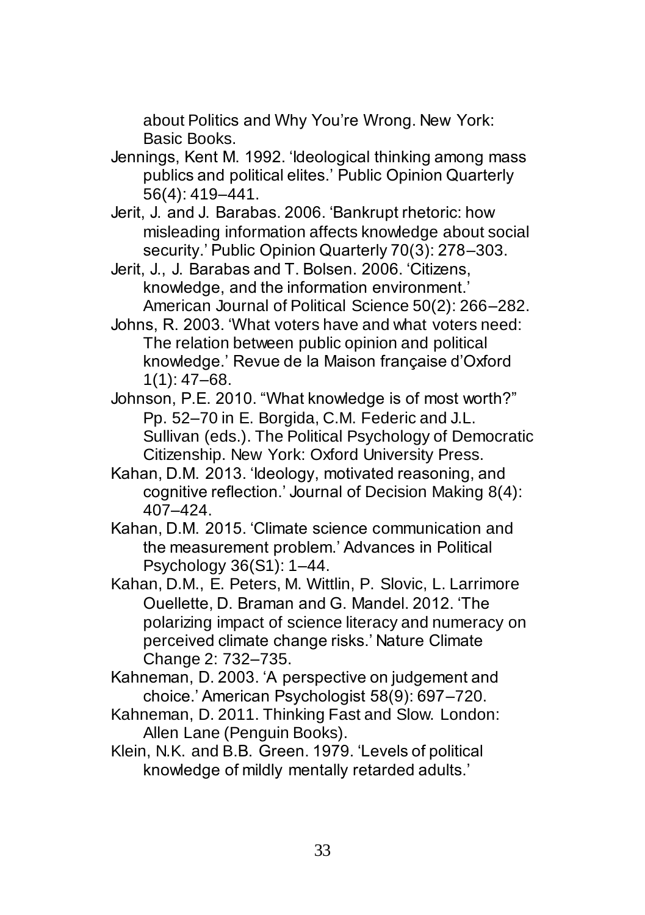about Politics and Why You're Wrong. New York: Basic Books.

Jennings, Kent M. 1992. 'Ideological thinking among mass publics and political elites.' Public Opinion Quarterly 56(4): 419–441.

Jerit, J. and J. Barabas. 2006. 'Bankrupt rhetoric: how misleading information affects knowledge about social security.' Public Opinion Quarterly 70(3): 278–303.

Jerit, J., J. Barabas and T. Bolsen. 2006. 'Citizens, knowledge, and the information environment.' American Journal of Political Science 50(2): 266–282.

Johns, R. 2003. 'What voters have and what voters need: The relation between public opinion and political knowledge.' Revue de la Maison française d'Oxford 1(1): 47–68.

Johnson, P.E. 2010. "What knowledge is of most worth?" Pp. 52–70 in E. Borgida, C.M. Federic and J.L. Sullivan (eds.). The Political Psychology of Democratic Citizenship. New York: Oxford University Press.

Kahan, D.M. 2013. 'Ideology, motivated reasoning, and cognitive reflection.' Journal of Decision Making 8(4): 407–424.

Kahan, D.M. 2015. 'Climate science communication and the measurement problem.' Advances in Political Psychology 36(S1): 1–44.

Kahan, D.M., E. Peters, M. Wittlin, P. Slovic, L. Larrimore Ouellette, D. Braman and G. Mandel. 2012. 'The polarizing impact of science literacy and numeracy on perceived climate change risks.' Nature Climate Change 2: 732–735.

Kahneman, D. 2003. 'A perspective on judgement and choice.' American Psychologist 58(9): 697–720.

Kahneman, D. 2011. Thinking Fast and Slow. London: Allen Lane (Penguin Books).

Klein, N.K. and B.B. Green. 1979. 'Levels of political knowledge of mildly mentally retarded adults.'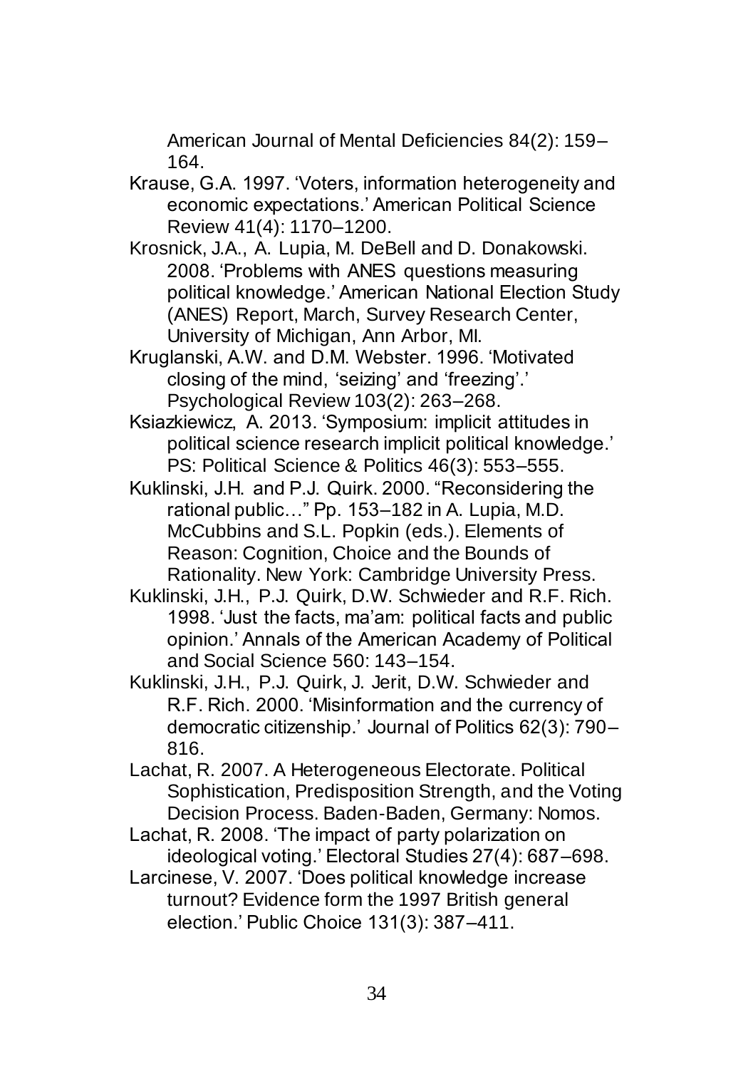American Journal of Mental Deficiencies 84(2): 159–164.

Krause, G.A. 1997. 'Voters, information heterogeneity and economic expectations.' American Political Science Review 41(4): 1170–1200.

Krosnick, J.A., A. Lupia, M. DeBell and D. Donakowski. 2008. 'Problems with ANES questions measuring political knowledge.' American National Election Study (ANES) Report, March, Survey Research Center, University of Michigan, Ann Arbor, MI.

Kruglanski, A.W. and D.M. Webster. 1996. 'Motivated closing of the mind, 'seizing' and 'freezing'.' Psychological Review 103(2): 263–268.

Ksiazkiewicz, A. 2013. 'Symposium: implicit attitudes in political science research implicit political knowledge.' PS: Political Science & Politics 46(3): 553–555.

Kuklinski, J.H. and P.J. Quirk. 2000. "Reconsidering the rational public…" Pp. 153–182 in A. Lupia, M.D. McCubbins and S.L. Popkin (eds.). Elements of Reason: Cognition, Choice and the Bounds of Rationality. New York: Cambridge University Press.

Kuklinski, J.H., P.J. Quirk, D.W. Schwieder and R.F. Rich. 1998. 'Just the facts, ma'am: political facts and public opinion.' Annals of the American Academy of Political and Social Science 560: 143–154.

Kuklinski, J.H., P.J. Quirk, J. Jerit, D.W. Schwieder and R.F. Rich. 2000. 'Misinformation and the currency of democratic citizenship.' Journal of Politics 62(3): 790–816.

Lachat, R. 2007. A Heterogeneous Electorate. Political Sophistication, Predisposition Strength, and the Voting Decision Process. Baden-Baden, Germany: Nomos.

Lachat, R. 2008. 'The impact of party polarization on ideological voting.' Electoral Studies 27(4): 687–698.

Larcinese, V. 2007. 'Does political knowledge increase turnout? Evidence form the 1997 British general election.' Public Choice 131(3): 387–411.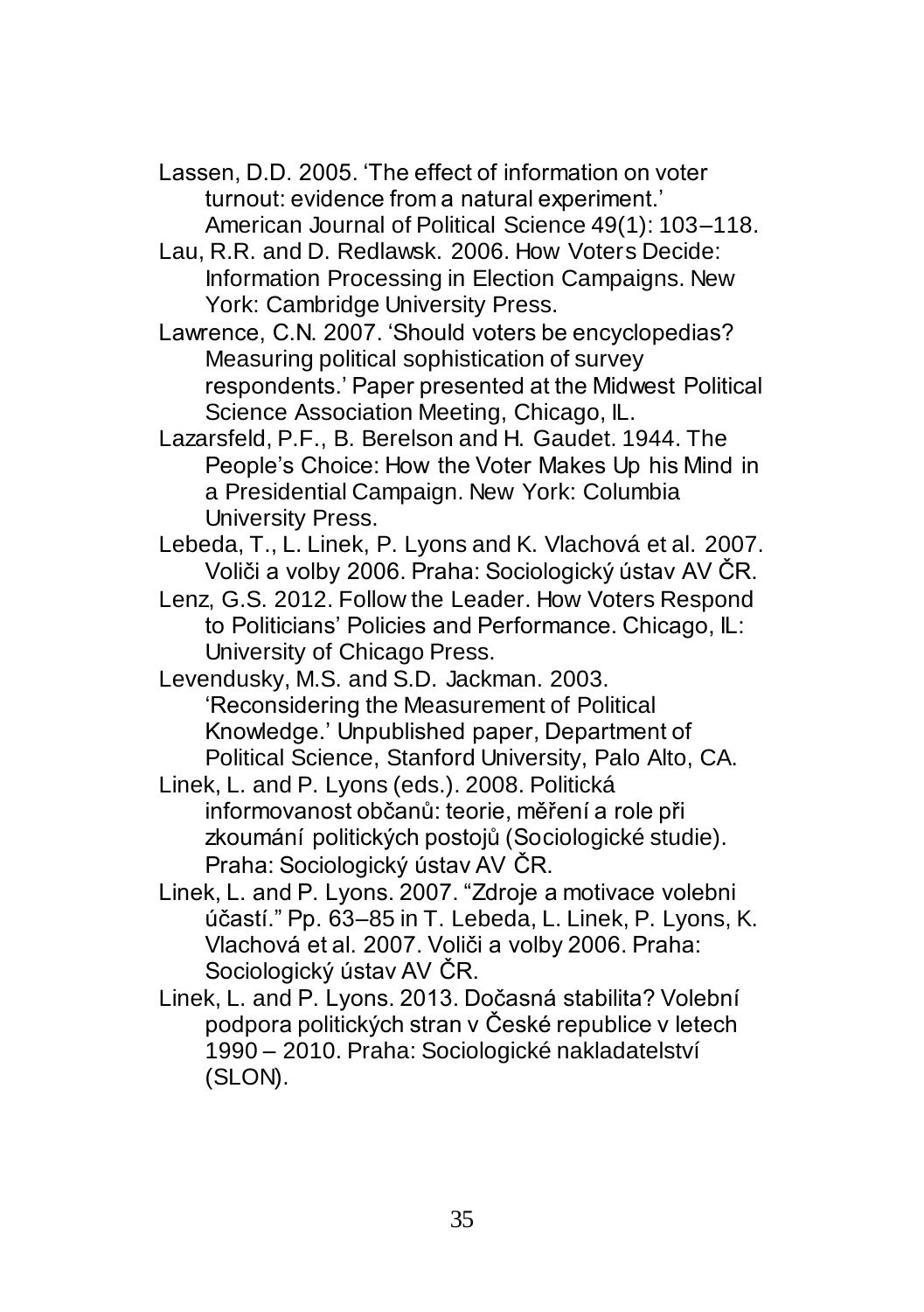Lassen, D.D. 2005. 'The effect of information on voter turnout: evidence from a natural experiment.' American Journal of Political Science 49(1): 103–118.

Lau, R.R. and D. Redlawsk. 2006. How Voters Decide: Information Processing in Election Campaigns. New York: Cambridge University Press.

Lawrence, C.N. 2007. 'Should voters be encyclopedias? Measuring political sophistication of survey respondents.' Paper presented at the Midwest Political Science Association Meeting, Chicago, IL.

Lazarsfeld, P.F., B. Berelson and H. Gaudet. 1944. The People's Choice: How the Voter Makes Up his Mind in a Presidential Campaign. New York: Columbia University Press.

Lebeda, T., L. Linek, P. Lyons and K. Vlachová et al. 2007. Voliči a volby 2006. Praha: Sociologický ústav AV ČR.

Lenz, G.S. 2012. Follow the Leader. How Voters Respond to Politicians' Policies and Performance. Chicago, IL: University of Chicago Press.

Levendusky, M.S. and S.D. Jackman. 2003. 'Reconsidering the Measurement of Political Knowledge.' Unpublished paper, Department of Political Science, Stanford University, Palo Alto, CA.

Linek, L. and P. Lyons (eds.). 2008. Politická informovanost občanů: teorie, měření a role při zkoumání politických postojů (Sociologické studie). Praha: Sociologický ústav AV ČR.

Linek, L. and P. Lyons. 2007. "Zdroje a motivace volebni účastí." Pp. 63–85 in T. Lebeda, L. Linek, P. Lyons, K. Vlachová et al. 2007. Voliči a volby 2006. Praha: Sociologický ústav AV ČR.

Linek, L. and P. Lyons. 2013. Dočasná stabilita? Volební podpora politických stran v České republice v letech 1990 – 2010. Praha: Sociologické nakladatelství (SLON).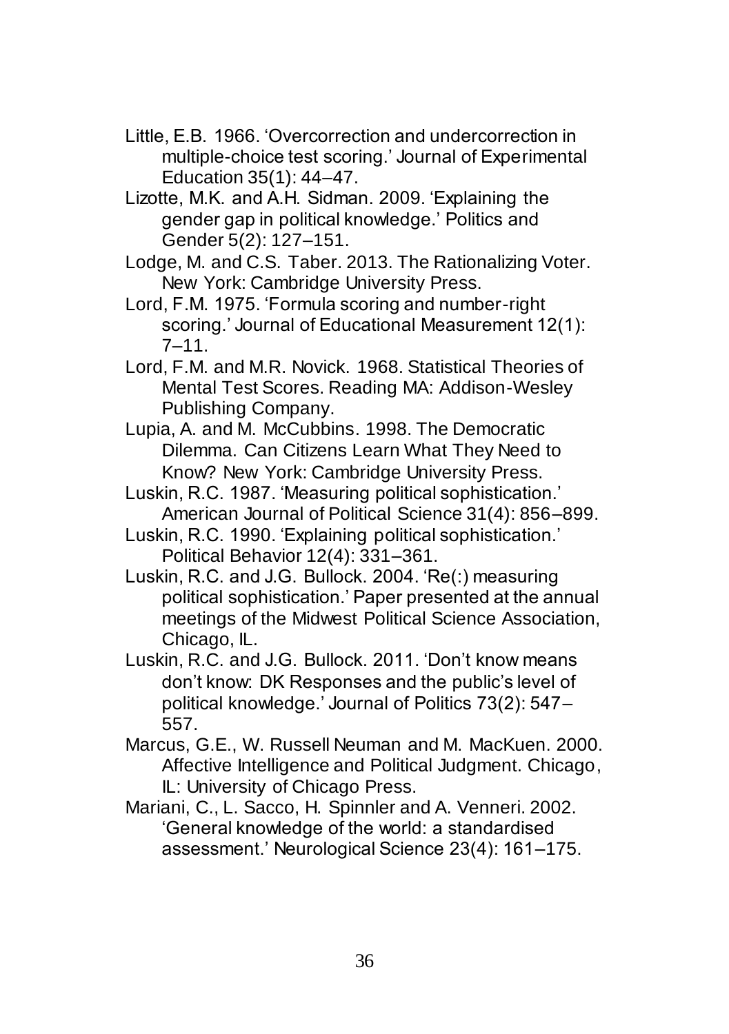Little, E.B. 1966. 'Overcorrection and undercorrection in multiple-choice test scoring.' Journal of Experimental Education 35(1): 44–47.

Lizotte, M.K. and A.H. Sidman. 2009. 'Explaining the gender gap in political knowledge.' Politics and Gender 5(2): 127–151.

Lodge, M. and C.S. Taber. 2013. The Rationalizing Voter. New York: Cambridge University Press.

Lord, F.M. 1975. 'Formula scoring and number-right scoring.' Journal of Educational Measurement 12(1): 7–11.

Lord, F.M. and M.R. Novick. 1968. Statistical Theories of Mental Test Scores. Reading MA: Addison-Wesley Publishing Company.

Lupia, A. and M. McCubbins. 1998. The Democratic Dilemma. Can Citizens Learn What They Need to Know? New York: Cambridge University Press.

Luskin, R.C. 1987. 'Measuring political sophistication.' American Journal of Political Science 31(4): 856–899.

Luskin, R.C. 1990. 'Explaining political sophistication.' Political Behavior 12(4): 331–361.

Luskin, R.C. and J.G. Bullock. 2004. 'Re(:) measuring political sophistication.' Paper presented at the annual meetings of the Midwest Political Science Association, Chicago, IL.

Luskin, R.C. and J.G. Bullock. 2011. 'Don't know means don't know: DK Responses and the public's level of political knowledge.' Journal of Politics 73(2): 547–557.

Marcus, G.E., W. Russell Neuman and M. MacKuen. 2000. Affective Intelligence and Political Judgment. Chicago, IL: University of Chicago Press.

Mariani, C., L. Sacco, H. Spinnler and A. Venneri. 2002. 'General knowledge of the world: a standardised assessment.' Neurological Science 23(4): 161–175.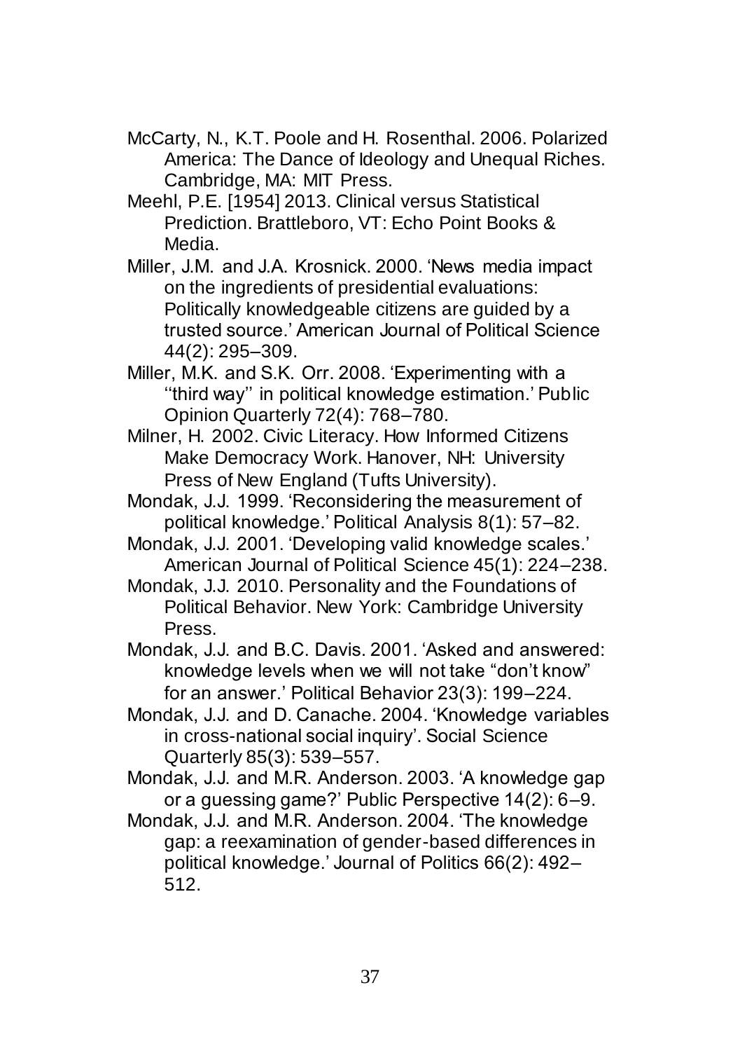McCarty, N., K.T. Poole and H. Rosenthal. 2006. Polarized America: The Dance of Ideology and Unequal Riches. Cambridge, MA: MIT Press.

Meehl, P.E. [1954] 2013. Clinical versus Statistical Prediction. Brattleboro, VT: Echo Point Books & Media.

Miller, J.M. and J.A. Krosnick. 2000. 'News media impact on the ingredients of presidential evaluations: Politically knowledgeable citizens are guided by a trusted source.' American Journal of Political Science 44(2): 295–309.

Miller, M.K. and S.K. Orr. 2008. 'Experimenting with a ''third way'' in political knowledge estimation.' Public Opinion Quarterly 72(4): 768–780.

Milner, H. 2002. Civic Literacy. How Informed Citizens Make Democracy Work. Hanover, NH: University Press of New England (Tufts University).

Mondak, J.J. 1999. 'Reconsidering the measurement of political knowledge.' Political Analysis 8(1): 57–82.

Mondak, J.J. 2001. 'Developing valid knowledge scales.' American Journal of Political Science 45(1): 224–238.

Mondak, J.J. 2010. Personality and the Foundations of Political Behavior. New York: Cambridge University Press.

Mondak, J.J. and B.C. Davis. 2001. 'Asked and answered: knowledge levels when we will not take "don't know" for an answer.' Political Behavior 23(3): 199–224.

Mondak, J.J. and D. Canache. 2004. 'Knowledge variables in cross-national social inquiry'. Social Science Quarterly 85(3): 539–557.

Mondak, J.J. and M.R. Anderson. 2003. 'A knowledge gap or a guessing game?' Public Perspective 14(2): 6–9.

Mondak, J.J. and M.R. Anderson. 2004. 'The knowledge gap: a reexamination of gender-based differences in political knowledge.' Journal of Politics 66(2): 492–512.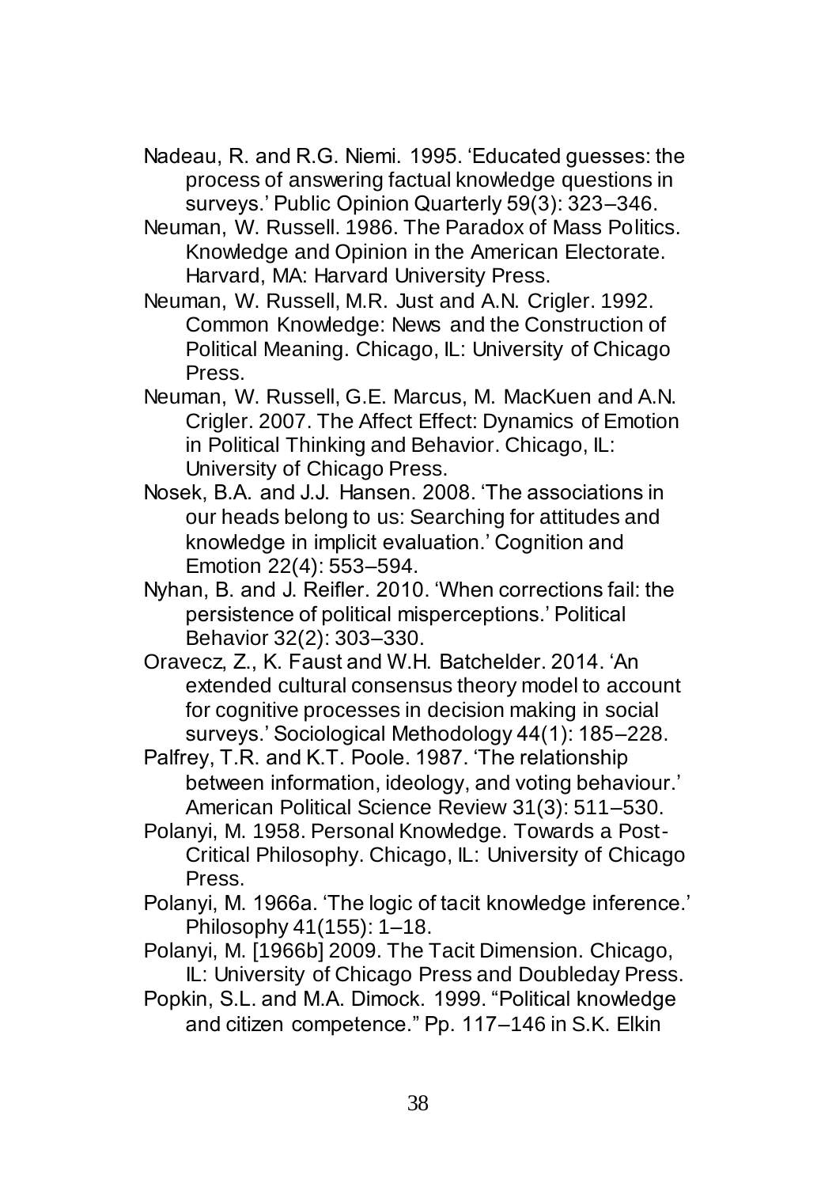Nadeau, R. and R.G. Niemi. 1995. 'Educated guesses: the process of answering factual knowledge questions in surveys.' Public Opinion Quarterly 59(3): 323–346.

Neuman, W. Russell. 1986. The Paradox of Mass Politics. Knowledge and Opinion in the American Electorate. Harvard, MA: Harvard University Press.

Neuman, W. Russell, M.R. Just and A.N. Crigler. 1992. Common Knowledge: News and the Construction of Political Meaning. Chicago, IL: University of Chicago Press.

Neuman, W. Russell, G.E. Marcus, M. MacKuen and A.N. Crigler. 2007. The Affect Effect: Dynamics of Emotion in Political Thinking and Behavior. Chicago, IL: University of Chicago Press.

Nosek, B.A. and J.J. Hansen. 2008. 'The associations in our heads belong to us: Searching for attitudes and knowledge in implicit evaluation.' Cognition and Emotion 22(4): 553–594.

Nyhan, B. and J. Reifler. 2010. 'When corrections fail: the persistence of political misperceptions.' Political Behavior 32(2): 303–330.

Oravecz, Z., K. Faust and W.H. Batchelder. 2014. 'An extended cultural consensus theory model to account for cognitive processes in decision making in social surveys.' Sociological Methodology 44(1): 185–228.

Palfrey, T.R. and K.T. Poole. 1987. 'The relationship between information, ideology, and voting behaviour.' American Political Science Review 31(3): 511–530.

Polanyi, M. 1958. Personal Knowledge. Towards a Post-Critical Philosophy. Chicago, IL: University of Chicago Press.

Polanyi, M. 1966a. 'The logic of tacit knowledge inference.' Philosophy 41(155): 1–18.

Polanyi, M. [1966b] 2009. The Tacit Dimension. Chicago, IL: University of Chicago Press and Doubleday Press.

Popkin, S.L. and M.A. Dimock. 1999. "Political knowledge and citizen competence." Pp. 117–146 in S.K. Elkin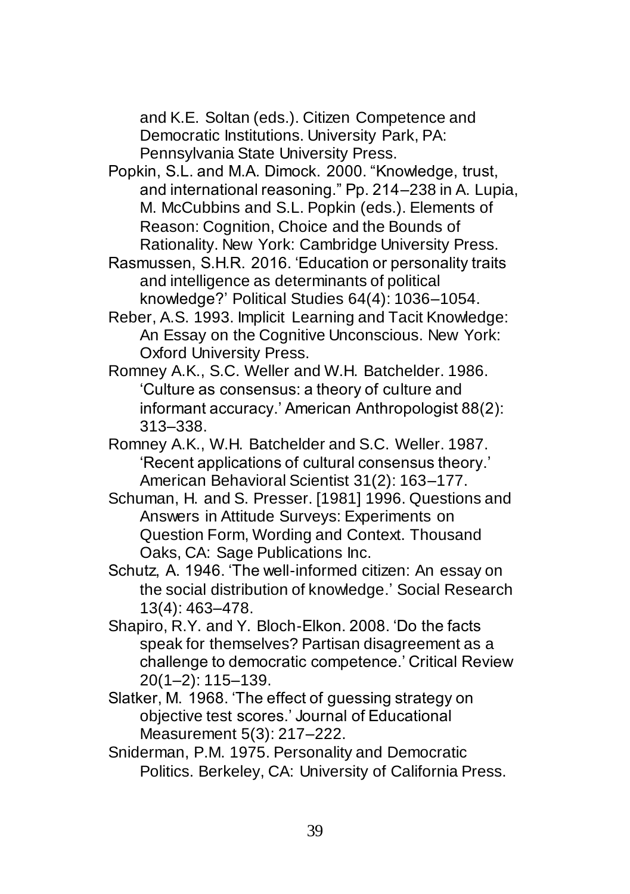and K.E. Soltan (eds.). Citizen Competence and Democratic Institutions. University Park, PA: Pennsylvania State University Press.

Popkin, S.L. and M.A. Dimock. 2000. "Knowledge, trust, and international reasoning." Pp. 214–238 in A. Lupia, M. McCubbins and S.L. Popkin (eds.). Elements of Reason: Cognition, Choice and the Bounds of Rationality. New York: Cambridge University Press.

Rasmussen, S.H.R. 2016. 'Education or personality traits and intelligence as determinants of political knowledge?' Political Studies 64(4): 1036–1054.

Reber, A.S. 1993. Implicit Learning and Tacit Knowledge: An Essay on the Cognitive Unconscious. New York: Oxford University Press.

Romney A.K., S.C. Weller and W.H. Batchelder. 1986. 'Culture as consensus: a theory of culture and informant accuracy.' American Anthropologist 88(2): 313–338.

Romney A.K., W.H. Batchelder and S.C. Weller. 1987. 'Recent applications of cultural consensus theory.' American Behavioral Scientist 31(2): 163–177.

Schuman, H. and S. Presser. [1981] 1996. Questions and Answers in Attitude Surveys: Experiments on Question Form, Wording and Context. Thousand Oaks, CA: Sage Publications Inc.

Schutz, A. 1946. 'The well-informed citizen: An essay on the social distribution of knowledge.' Social Research 13(4): 463–478.

Shapiro, R.Y. and Y. Bloch-Elkon. 2008. 'Do the facts speak for themselves? Partisan disagreement as a challenge to democratic competence.' Critical Review 20(1–2): 115–139.

Slatker, M. 1968. 'The effect of guessing strategy on objective test scores.' Journal of Educational Measurement 5(3): 217–222.

Sniderman, P.M. 1975. Personality and Democratic Politics. Berkeley, CA: University of California Press.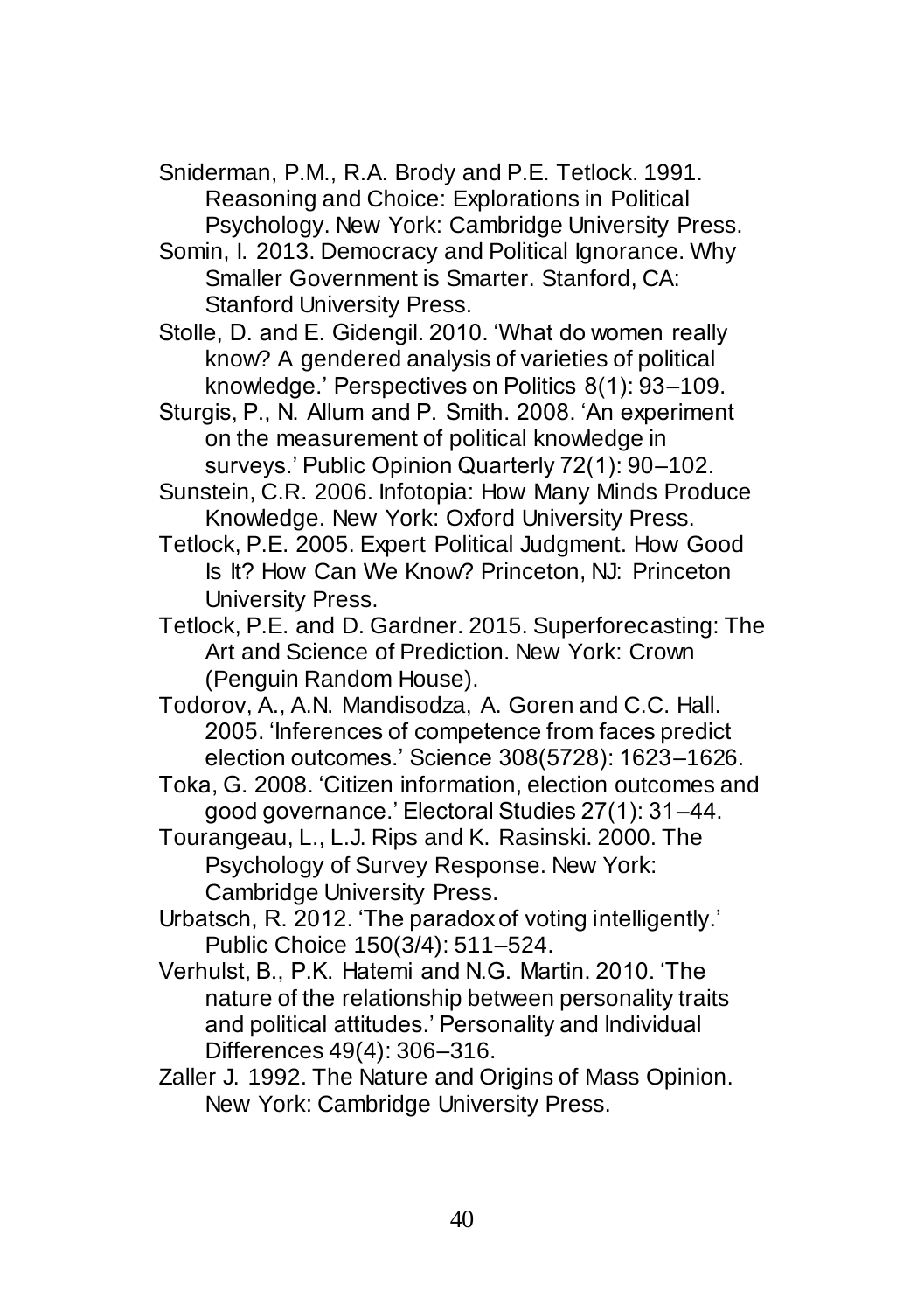Sniderman, P.M., R.A. Brody and P.E. Tetlock. 1991. Reasoning and Choice: Explorations in Political Psychology. New York: Cambridge University Press.

Somin, I. 2013. Democracy and Political Ignorance. Why Smaller Government is Smarter. Stanford, CA: Stanford University Press.

Stolle, D. and E. Gidengil. 2010. 'What do women really know? A gendered analysis of varieties of political knowledge.' Perspectives on Politics 8(1): 93–109.

Sturgis, P., N. Allum and P. Smith. 2008. 'An experiment on the measurement of political knowledge in surveys.' Public Opinion Quarterly 72(1): 90–102.

Sunstein, C.R. 2006. Infotopia: How Many Minds Produce Knowledge. New York: Oxford University Press.

Tetlock, P.E. 2005. Expert Political Judgment. How Good Is It? How Can We Know? Princeton, NJ: Princeton University Press.

Tetlock, P.E. and D. Gardner. 2015. Superforecasting: The Art and Science of Prediction. New York: Crown (Penguin Random House).

Todorov, A., A.N. Mandisodza, A. Goren and C.C. Hall. 2005. 'Inferences of competence from faces predict election outcomes.' Science 308(5728): 1623–1626.

Toka, G. 2008. 'Citizen information, election outcomes and good governance.' Electoral Studies 27(1): 31–44.

Tourangeau, L., L.J. Rips and K. Rasinski. 2000. The Psychology of Survey Response. New York: Cambridge University Press.

Urbatsch, R. 2012. 'The paradox of voting intelligently.' Public Choice 150(3/4): 511–524.

Verhulst, B., P.K. Hatemi and N.G. Martin. 2010. 'The nature of the relationship between personality traits and political attitudes.' Personality and Individual Differences 49(4): 306–316.

Zaller J. 1992. The Nature and Origins of Mass Opinion. New York: Cambridge University Press.